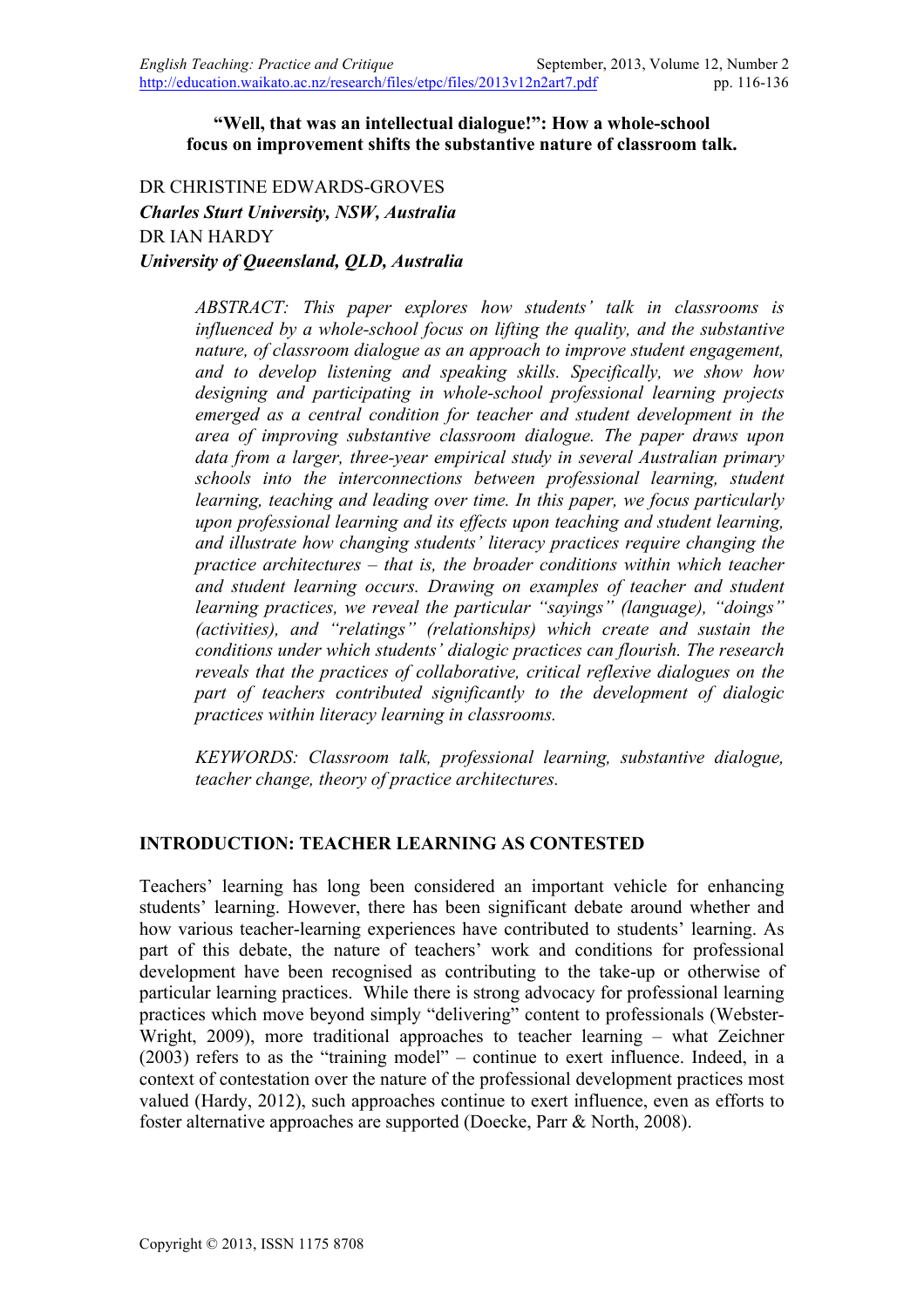# "Well, that was an intellectual dialogue!": How a whole-school focus on improvement shifts the substantive nature of classroom talk.

DR CHRISTINE EDWARDS-GROVES
***Charles Sturt University, NSW, Australia***
DR IAN HARDY
***University of Queensland, QLD, Australia***

> *ABSTRACT: This paper explores how students' talk in classrooms is influenced by a whole-school focus on lifting the quality, and the substantive nature, of classroom dialogue as an approach to improve student engagement, and to develop listening and speaking skills. Specifically, we show how designing and participating in whole-school professional learning projects emerged as a central condition for teacher and student development in the area of improving substantive classroom dialogue. The paper draws upon data from a larger, three-year empirical study in several Australian primary schools into the interconnections between professional learning, student learning, teaching and leading over time. In this paper, we focus particularly upon professional learning and its effects upon teaching and student learning, and illustrate how changing students' literacy practices require changing the practice architectures – that is, the broader conditions within which teacher and student learning occurs. Drawing on examples of teacher and student learning practices, we reveal the particular "sayings" (language), "doings" (activities), and "relatings" (relationships) which create and sustain the conditions under which students' dialogic practices can flourish. The research reveals that the practices of collaborative, critical reflexive dialogues on the part of teachers contributed significantly to the development of dialogic practices within literacy learning in classrooms.*
>
> *KEYWORDS: Classroom talk, professional learning, substantive dialogue, teacher change, theory of practice architectures.*

## INTRODUCTION: TEACHER LEARNING AS CONTESTED

Teachers' learning has long been considered an important vehicle for enhancing students' learning. However, there has been significant debate around whether and how various teacher-learning experiences have contributed to students' learning. As part of this debate, the nature of teachers' work and conditions for professional development have been recognised as contributing to the take-up or otherwise of particular learning practices. While there is strong advocacy for professional learning practices which move beyond simply "delivering" content to professionals (Webster-Wright, 2009), more traditional approaches to teacher learning – what Zeichner (2003) refers to as the "training model" – continue to exert influence. Indeed, in a context of contestation over the nature of the professional development practices most valued (Hardy, 2012), such approaches continue to exert influence, even as efforts to foster alternative approaches are supported (Doecke, Parr & North, 2008).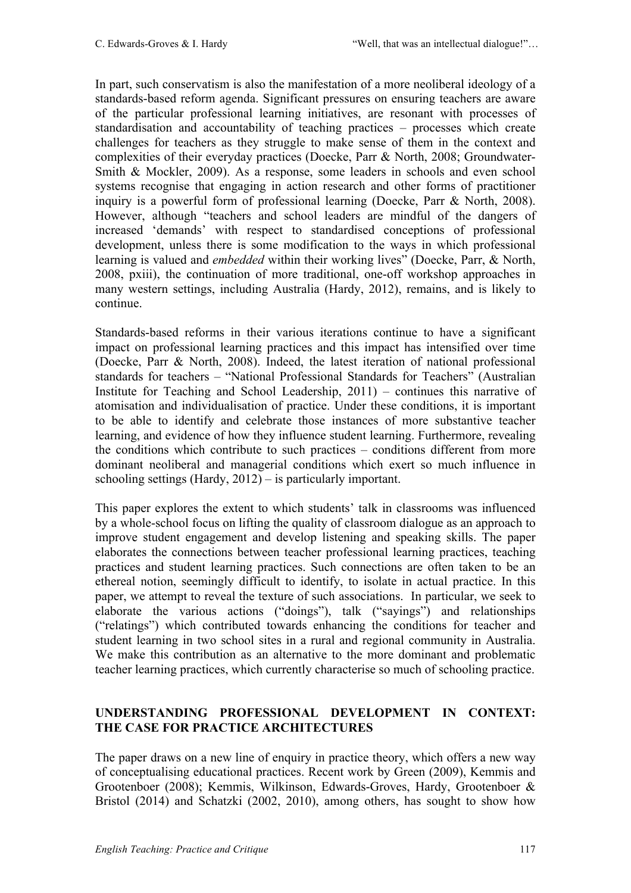In part, such conservatism is also the manifestation of a more neoliberal ideology of a standards-based reform agenda. Significant pressures on ensuring teachers are aware of the particular professional learning initiatives, are resonant with processes of standardisation and accountability of teaching practices – processes which create challenges for teachers as they struggle to make sense of them in the context and complexities of their everyday practices (Doecke, Parr & North, 2008; Groundwater-Smith & Mockler, 2009). As a response, some leaders in schools and even school systems recognise that engaging in action research and other forms of practitioner inquiry is a powerful form of professional learning (Doecke, Parr & North, 2008). However, although "teachers and school leaders are mindful of the dangers of increased 'demands' with respect to standardised conceptions of professional development, unless there is some modification to the ways in which professional learning is valued and *embedded* within their working lives" (Doecke, Parr, & North, 2008, pxiii), the continuation of more traditional, one-off workshop approaches in many western settings, including Australia (Hardy, 2012), remains, and is likely to continue.

Standards-based reforms in their various iterations continue to have a significant impact on professional learning practices and this impact has intensified over time (Doecke, Parr & North, 2008). Indeed, the latest iteration of national professional standards for teachers – "National Professional Standards for Teachers" (Australian Institute for Teaching and School Leadership, 2011) – continues this narrative of atomisation and individualisation of practice. Under these conditions, it is important to be able to identify and celebrate those instances of more substantive teacher learning, and evidence of how they influence student learning. Furthermore, revealing the conditions which contribute to such practices – conditions different from more dominant neoliberal and managerial conditions which exert so much influence in schooling settings (Hardy, 2012) – is particularly important.

This paper explores the extent to which students' talk in classrooms was influenced by a whole-school focus on lifting the quality of classroom dialogue as an approach to improve student engagement and develop listening and speaking skills. The paper elaborates the connections between teacher professional learning practices, teaching practices and student learning practices. Such connections are often taken to be an ethereal notion, seemingly difficult to identify, to isolate in actual practice. In this paper, we attempt to reveal the texture of such associations. In particular, we seek to elaborate the various actions ("doings"), talk ("sayings") and relationships ("relatings") which contributed towards enhancing the conditions for teacher and student learning in two school sites in a rural and regional community in Australia. We make this contribution as an alternative to the more dominant and problematic teacher learning practices, which currently characterise so much of schooling practice.

## UNDERSTANDING PROFESSIONAL DEVELOPMENT IN CONTEXT: THE CASE FOR PRACTICE ARCHITECTURES

The paper draws on a new line of enquiry in practice theory, which offers a new way of conceptualising educational practices. Recent work by Green (2009), Kemmis and Grootenboer (2008); Kemmis, Wilkinson, Edwards-Groves, Hardy, Grootenboer & Bristol (2014) and Schatzki (2002, 2010), among others, has sought to show how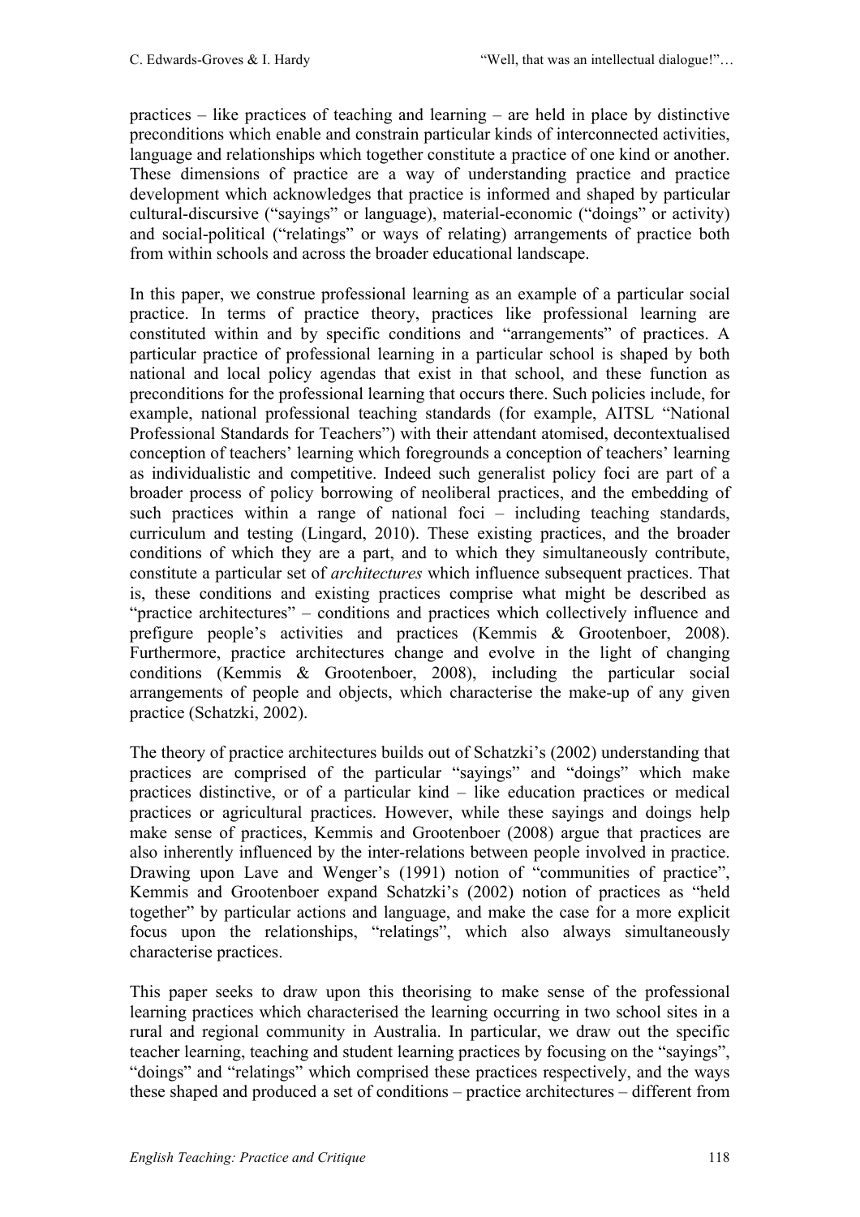practices – like practices of teaching and learning – are held in place by distinctive preconditions which enable and constrain particular kinds of interconnected activities, language and relationships which together constitute a practice of one kind or another. These dimensions of practice are a way of understanding practice and practice development which acknowledges that practice is informed and shaped by particular cultural-discursive ("sayings" or language), material-economic ("doings" or activity) and social-political ("relatings" or ways of relating) arrangements of practice both from within schools and across the broader educational landscape.

In this paper, we construe professional learning as an example of a particular social practice. In terms of practice theory, practices like professional learning are constituted within and by specific conditions and "arrangements" of practices. A particular practice of professional learning in a particular school is shaped by both national and local policy agendas that exist in that school, and these function as preconditions for the professional learning that occurs there. Such policies include, for example, national professional teaching standards (for example, AITSL "National Professional Standards for Teachers") with their attendant atomised, decontextualised conception of teachers' learning which foregrounds a conception of teachers' learning as individualistic and competitive. Indeed such generalist policy foci are part of a broader process of policy borrowing of neoliberal practices, and the embedding of such practices within a range of national foci – including teaching standards, curriculum and testing (Lingard, 2010). These existing practices, and the broader conditions of which they are a part, and to which they simultaneously contribute, constitute a particular set of *architectures* which influence subsequent practices. That is, these conditions and existing practices comprise what might be described as "practice architectures" – conditions and practices which collectively influence and prefigure people's activities and practices (Kemmis & Grootenboer, 2008). Furthermore, practice architectures change and evolve in the light of changing conditions (Kemmis & Grootenboer, 2008), including the particular social arrangements of people and objects, which characterise the make-up of any given practice (Schatzki, 2002).

The theory of practice architectures builds out of Schatzki's (2002) understanding that practices are comprised of the particular "sayings" and "doings" which make practices distinctive, or of a particular kind – like education practices or medical practices or agricultural practices. However, while these sayings and doings help make sense of practices, Kemmis and Grootenboer (2008) argue that practices are also inherently influenced by the inter-relations between people involved in practice. Drawing upon Lave and Wenger's (1991) notion of "communities of practice", Kemmis and Grootenboer expand Schatzki's (2002) notion of practices as "held together" by particular actions and language, and make the case for a more explicit focus upon the relationships, "relatings", which also always simultaneously characterise practices.

This paper seeks to draw upon this theorising to make sense of the professional learning practices which characterised the learning occurring in two school sites in a rural and regional community in Australia. In particular, we draw out the specific teacher learning, teaching and student learning practices by focusing on the "sayings", "doings" and "relatings" which comprised these practices respectively, and the ways these shaped and produced a set of conditions – practice architectures – different from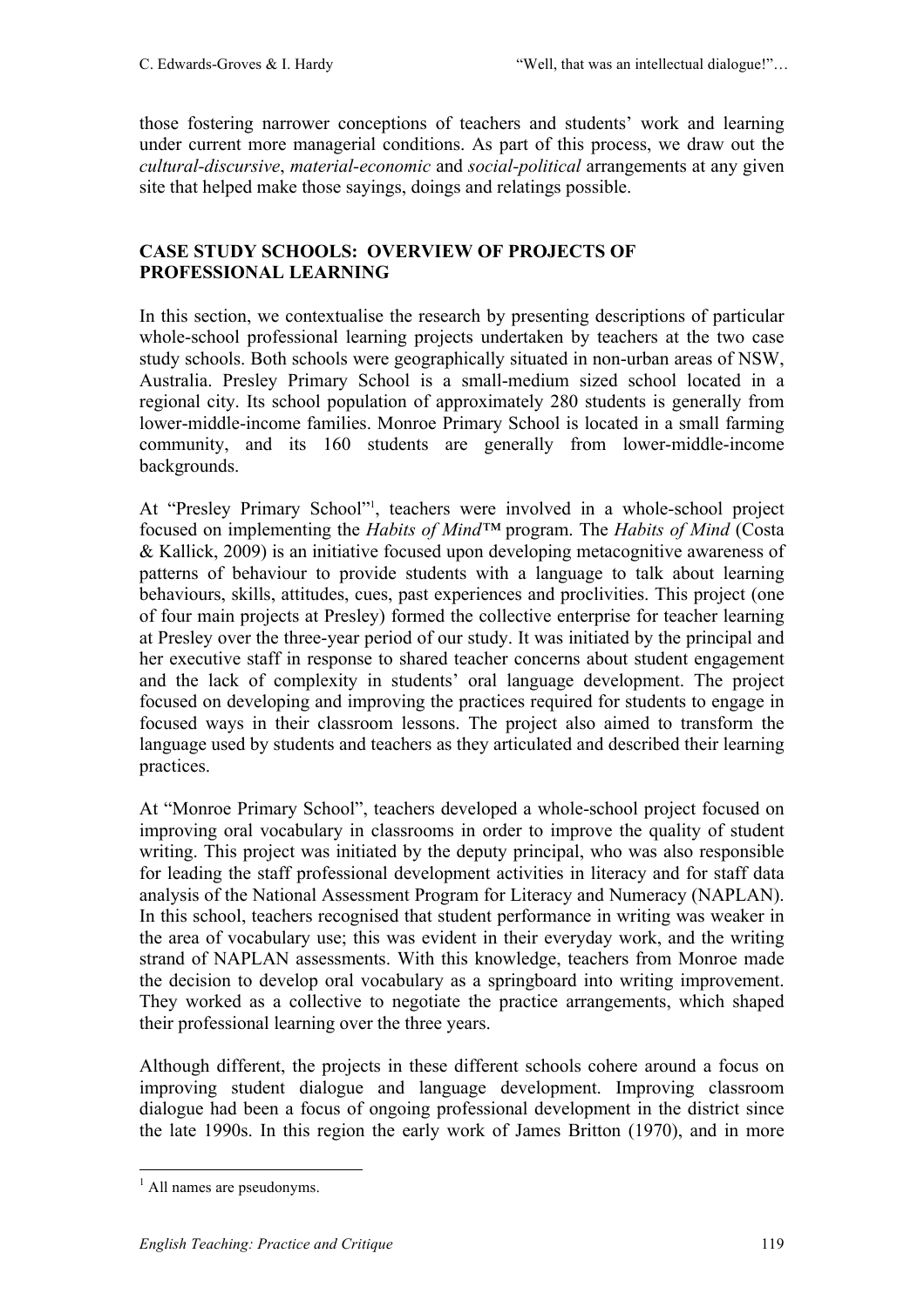those fostering narrower conceptions of teachers and students' work and learning under current more managerial conditions. As part of this process, we draw out the *cultural-discursive*, *material-economic* and *social-political* arrangements at any given site that helped make those sayings, doings and relatings possible.

## CASE STUDY SCHOOLS: OVERVIEW OF PROJECTS OF PROFESSIONAL LEARNING

In this section, we contextualise the research by presenting descriptions of particular whole-school professional learning projects undertaken by teachers at the two case study schools. Both schools were geographically situated in non-urban areas of NSW, Australia. Presley Primary School is a small-medium sized school located in a regional city. Its school population of approximately 280 students is generally from lower-middle-income families. Monroe Primary School is located in a small farming community, and its 160 students are generally from lower-middle-income backgrounds.

At "Presley Primary School"[1], teachers were involved in a whole-school project focused on implementing the *Habits of Mind*™ program. The *Habits of Mind* (Costa & Kallick, 2009) is an initiative focused upon developing metacognitive awareness of patterns of behaviour to provide students with a language to talk about learning behaviours, skills, attitudes, cues, past experiences and proclivities. This project (one of four main projects at Presley) formed the collective enterprise for teacher learning at Presley over the three-year period of our study. It was initiated by the principal and her executive staff in response to shared teacher concerns about student engagement and the lack of complexity in students' oral language development. The project focused on developing and improving the practices required for students to engage in focused ways in their classroom lessons. The project also aimed to transform the language used by students and teachers as they articulated and described their learning practices.

At "Monroe Primary School", teachers developed a whole-school project focused on improving oral vocabulary in classrooms in order to improve the quality of student writing. This project was initiated by the deputy principal, who was also responsible for leading the staff professional development activities in literacy and for staff data analysis of the National Assessment Program for Literacy and Numeracy (NAPLAN). In this school, teachers recognised that student performance in writing was weaker in the area of vocabulary use; this was evident in their everyday work, and the writing strand of NAPLAN assessments. With this knowledge, teachers from Monroe made the decision to develop oral vocabulary as a springboard into writing improvement. They worked as a collective to negotiate the practice arrangements, which shaped their professional learning over the three years.

Although different, the projects in these different schools cohere around a focus on improving student dialogue and language development. Improving classroom dialogue had been a focus of ongoing professional development in the district since the late 1990s. In this region the early work of James Britton (1970), and in more

---

[1] All names are pseudonyms.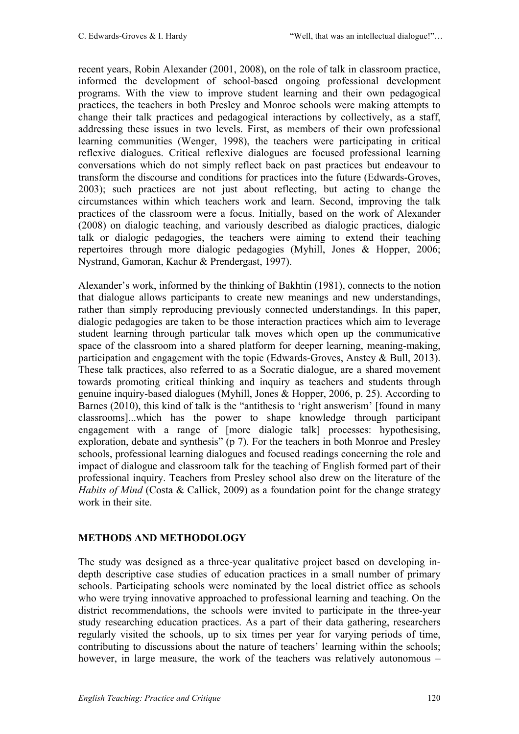recent years, Robin Alexander (2001, 2008), on the role of talk in classroom practice, informed the development of school-based ongoing professional development programs. With the view to improve student learning and their own pedagogical practices, the teachers in both Presley and Monroe schools were making attempts to change their talk practices and pedagogical interactions by collectively, as a staff, addressing these issues in two levels. First, as members of their own professional learning communities (Wenger, 1998), the teachers were participating in critical reflexive dialogues. Critical reflexive dialogues are focused professional learning conversations which do not simply reflect back on past practices but endeavour to transform the discourse and conditions for practices into the future (Edwards-Groves, 2003); such practices are not just about reflecting, but acting to change the circumstances within which teachers work and learn. Second, improving the talk practices of the classroom were a focus. Initially, based on the work of Alexander (2008) on dialogic teaching, and variously described as dialogic practices, dialogic talk or dialogic pedagogies, the teachers were aiming to extend their teaching repertoires through more dialogic pedagogies (Myhill, Jones & Hopper, 2006; Nystrand, Gamoran, Kachur & Prendergast, 1997).

Alexander's work, informed by the thinking of Bakhtin (1981), connects to the notion that dialogue allows participants to create new meanings and new understandings, rather than simply reproducing previously connected understandings. In this paper, dialogic pedagogies are taken to be those interaction practices which aim to leverage student learning through particular talk moves which open up the communicative space of the classroom into a shared platform for deeper learning, meaning-making, participation and engagement with the topic (Edwards-Groves, Anstey & Bull, 2013). These talk practices, also referred to as a Socratic dialogue, are a shared movement towards promoting critical thinking and inquiry as teachers and students through genuine inquiry-based dialogues (Myhill, Jones & Hopper, 2006, p. 25). According to Barnes (2010), this kind of talk is the "antithesis to 'right answerism' [found in many classrooms]...which has the power to shape knowledge through participant engagement with a range of [more dialogic talk] processes: hypothesising, exploration, debate and synthesis" (p 7). For the teachers in both Monroe and Presley schools, professional learning dialogues and focused readings concerning the role and impact of dialogue and classroom talk for the teaching of English formed part of their professional inquiry. Teachers from Presley school also drew on the literature of the *Habits of Mind* (Costa & Callick, 2009) as a foundation point for the change strategy work in their site.

## METHODS AND METHODOLOGY

The study was designed as a three-year qualitative project based on developing in-depth descriptive case studies of education practices in a small number of primary schools. Participating schools were nominated by the local district office as schools who were trying innovative approached to professional learning and teaching. On the district recommendations, the schools were invited to participate in the three-year study researching education practices. As a part of their data gathering, researchers regularly visited the schools, up to six times per year for varying periods of time, contributing to discussions about the nature of teachers' learning within the schools; however, in large measure, the work of the teachers was relatively autonomous –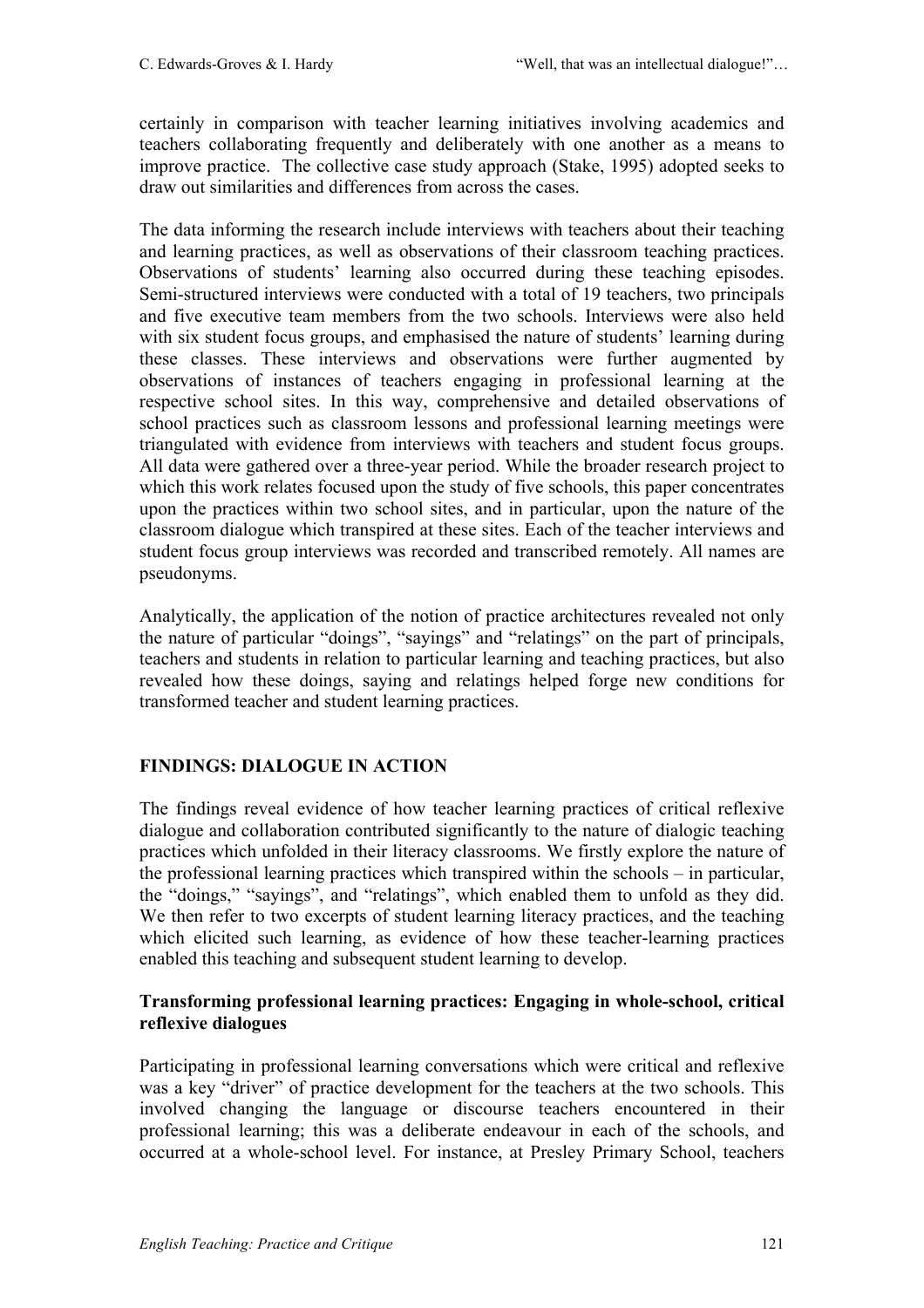certainly in comparison with teacher learning initiatives involving academics and teachers collaborating frequently and deliberately with one another as a means to improve practice. The collective case study approach (Stake, 1995) adopted seeks to draw out similarities and differences from across the cases.

The data informing the research include interviews with teachers about their teaching and learning practices, as well as observations of their classroom teaching practices. Observations of students' learning also occurred during these teaching episodes. Semi-structured interviews were conducted with a total of 19 teachers, two principals and five executive team members from the two schools. Interviews were also held with six student focus groups, and emphasised the nature of students' learning during these classes. These interviews and observations were further augmented by observations of instances of teachers engaging in professional learning at the respective school sites. In this way, comprehensive and detailed observations of school practices such as classroom lessons and professional learning meetings were triangulated with evidence from interviews with teachers and student focus groups. All data were gathered over a three-year period. While the broader research project to which this work relates focused upon the study of five schools, this paper concentrates upon the practices within two school sites, and in particular, upon the nature of the classroom dialogue which transpired at these sites. Each of the teacher interviews and student focus group interviews was recorded and transcribed remotely. All names are pseudonyms.

Analytically, the application of the notion of practice architectures revealed not only the nature of particular "doings", "sayings" and "relatings" on the part of principals, teachers and students in relation to particular learning and teaching practices, but also revealed how these doings, saying and relatings helped forge new conditions for transformed teacher and student learning practices.

## FINDINGS: DIALOGUE IN ACTION

The findings reveal evidence of how teacher learning practices of critical reflexive dialogue and collaboration contributed significantly to the nature of dialogic teaching practices which unfolded in their literacy classrooms. We firstly explore the nature of the professional learning practices which transpired within the schools – in particular, the "doings," "sayings", and "relatings", which enabled them to unfold as they did. We then refer to two excerpts of student learning literacy practices, and the teaching which elicited such learning, as evidence of how these teacher-learning practices enabled this teaching and subsequent student learning to develop.

### Transforming professional learning practices: Engaging in whole-school, critical reflexive dialogues

Participating in professional learning conversations which were critical and reflexive was a key "driver" of practice development for the teachers at the two schools. This involved changing the language or discourse teachers encountered in their professional learning; this was a deliberate endeavour in each of the schools, and occurred at a whole-school level. For instance, at Presley Primary School, teachers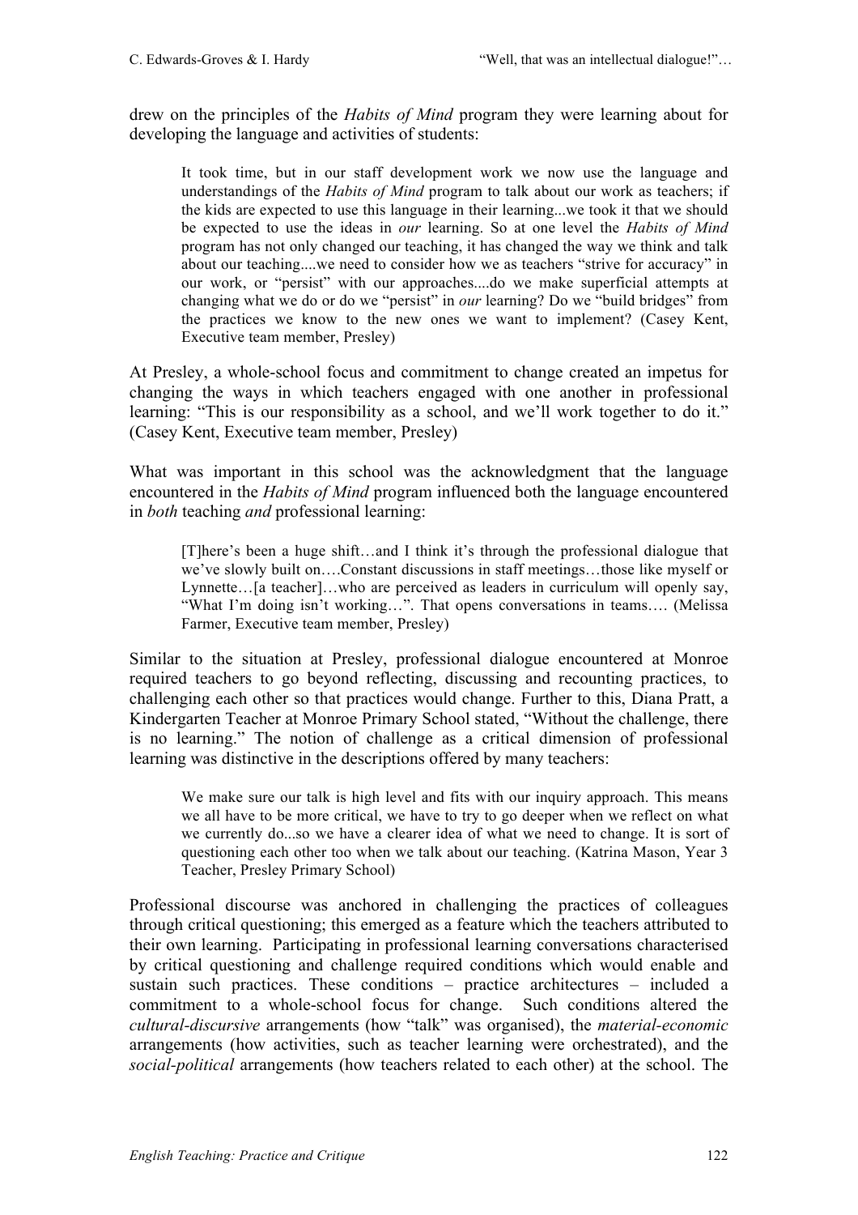drew on the principles of the *Habits of Mind* program they were learning about for developing the language and activities of students:

> It took time, but in our staff development work we now use the language and understandings of the *Habits of Mind* program to talk about our work as teachers; if the kids are expected to use this language in their learning...we took it that we should be expected to use the ideas in *our* learning. So at one level the *Habits of Mind* program has not only changed our teaching, it has changed the way we think and talk about our teaching....we need to consider how we as teachers "strive for accuracy" in our work, or "persist" with our approaches....do we make superficial attempts at changing what we do or do we "persist" in *our* learning? Do we "build bridges" from the practices we know to the new ones we want to implement? (Casey Kent, Executive team member, Presley)

At Presley, a whole-school focus and commitment to change created an impetus for changing the ways in which teachers engaged with one another in professional learning: "This is our responsibility as a school, and we'll work together to do it." (Casey Kent, Executive team member, Presley)

What was important in this school was the acknowledgment that the language encountered in the *Habits of Mind* program influenced both the language encountered in *both* teaching *and* professional learning:

> [T]here's been a huge shift…and I think it's through the professional dialogue that we've slowly built on….Constant discussions in staff meetings…those like myself or Lynnette…[a teacher]…who are perceived as leaders in curriculum will openly say, "What I'm doing isn't working…". That opens conversations in teams…. (Melissa Farmer, Executive team member, Presley)

Similar to the situation at Presley, professional dialogue encountered at Monroe required teachers to go beyond reflecting, discussing and recounting practices, to challenging each other so that practices would change. Further to this, Diana Pratt, a Kindergarten Teacher at Monroe Primary School stated, "Without the challenge, there is no learning." The notion of challenge as a critical dimension of professional learning was distinctive in the descriptions offered by many teachers:

> We make sure our talk is high level and fits with our inquiry approach. This means we all have to be more critical, we have to try to go deeper when we reflect on what we currently do...so we have a clearer idea of what we need to change. It is sort of questioning each other too when we talk about our teaching. (Katrina Mason, Year 3 Teacher, Presley Primary School)

Professional discourse was anchored in challenging the practices of colleagues through critical questioning; this emerged as a feature which the teachers attributed to their own learning. Participating in professional learning conversations characterised by critical questioning and challenge required conditions which would enable and sustain such practices. These conditions – practice architectures – included a commitment to a whole-school focus for change. Such conditions altered the *cultural-discursive* arrangements (how "talk" was organised), the *material-economic* arrangements (how activities, such as teacher learning were orchestrated), and the *social-political* arrangements (how teachers related to each other) at the school. The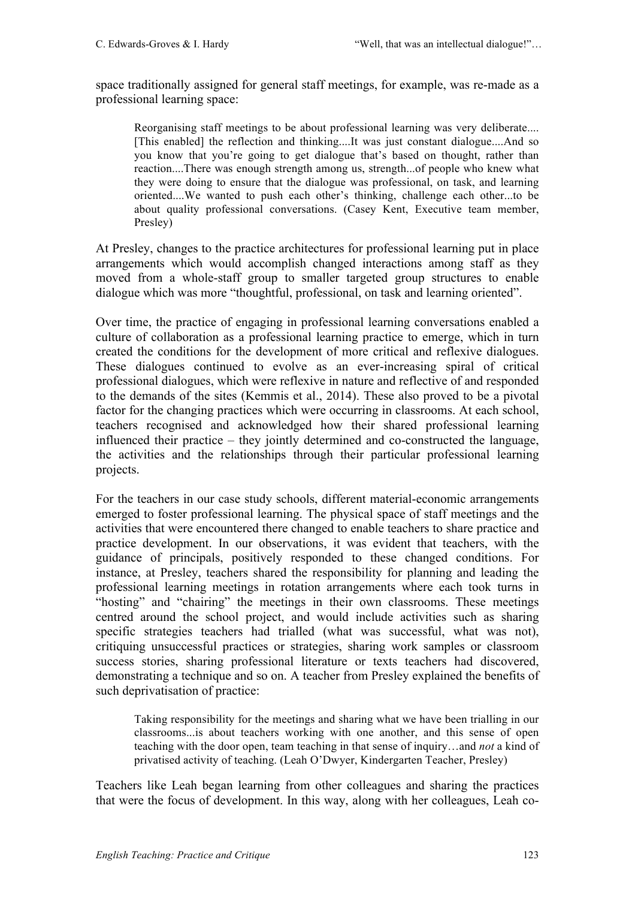space traditionally assigned for general staff meetings, for example, was re-made as a professional learning space:

> Reorganising staff meetings to be about professional learning was very deliberate.... [This enabled] the reflection and thinking....It was just constant dialogue....And so you know that you're going to get dialogue that's based on thought, rather than reaction....There was enough strength among us, strength...of people who knew what they were doing to ensure that the dialogue was professional, on task, and learning oriented....We wanted to push each other's thinking, challenge each other...to be about quality professional conversations. (Casey Kent, Executive team member, Presley)

At Presley, changes to the practice architectures for professional learning put in place arrangements which would accomplish changed interactions among staff as they moved from a whole-staff group to smaller targeted group structures to enable dialogue which was more "thoughtful, professional, on task and learning oriented".

Over time, the practice of engaging in professional learning conversations enabled a culture of collaboration as a professional learning practice to emerge, which in turn created the conditions for the development of more critical and reflexive dialogues. These dialogues continued to evolve as an ever-increasing spiral of critical professional dialogues, which were reflexive in nature and reflective of and responded to the demands of the sites (Kemmis et al., 2014). These also proved to be a pivotal factor for the changing practices which were occurring in classrooms. At each school, teachers recognised and acknowledged how their shared professional learning influenced their practice – they jointly determined and co-constructed the language, the activities and the relationships through their particular professional learning projects.

For the teachers in our case study schools, different material-economic arrangements emerged to foster professional learning. The physical space of staff meetings and the activities that were encountered there changed to enable teachers to share practice and practice development. In our observations, it was evident that teachers, with the guidance of principals, positively responded to these changed conditions. For instance, at Presley, teachers shared the responsibility for planning and leading the professional learning meetings in rotation arrangements where each took turns in "hosting" and "chairing" the meetings in their own classrooms. These meetings centred around the school project, and would include activities such as sharing specific strategies teachers had trialled (what was successful, what was not), critiquing unsuccessful practices or strategies, sharing work samples or classroom success stories, sharing professional literature or texts teachers had discovered, demonstrating a technique and so on. A teacher from Presley explained the benefits of such deprivatisation of practice:

> Taking responsibility for the meetings and sharing what we have been trialling in our classrooms...is about teachers working with one another, and this sense of open teaching with the door open, team teaching in that sense of inquiry…and *not* a kind of privatised activity of teaching. (Leah O'Dwyer, Kindergarten Teacher, Presley)

Teachers like Leah began learning from other colleagues and sharing the practices that were the focus of development. In this way, along with her colleagues, Leah co-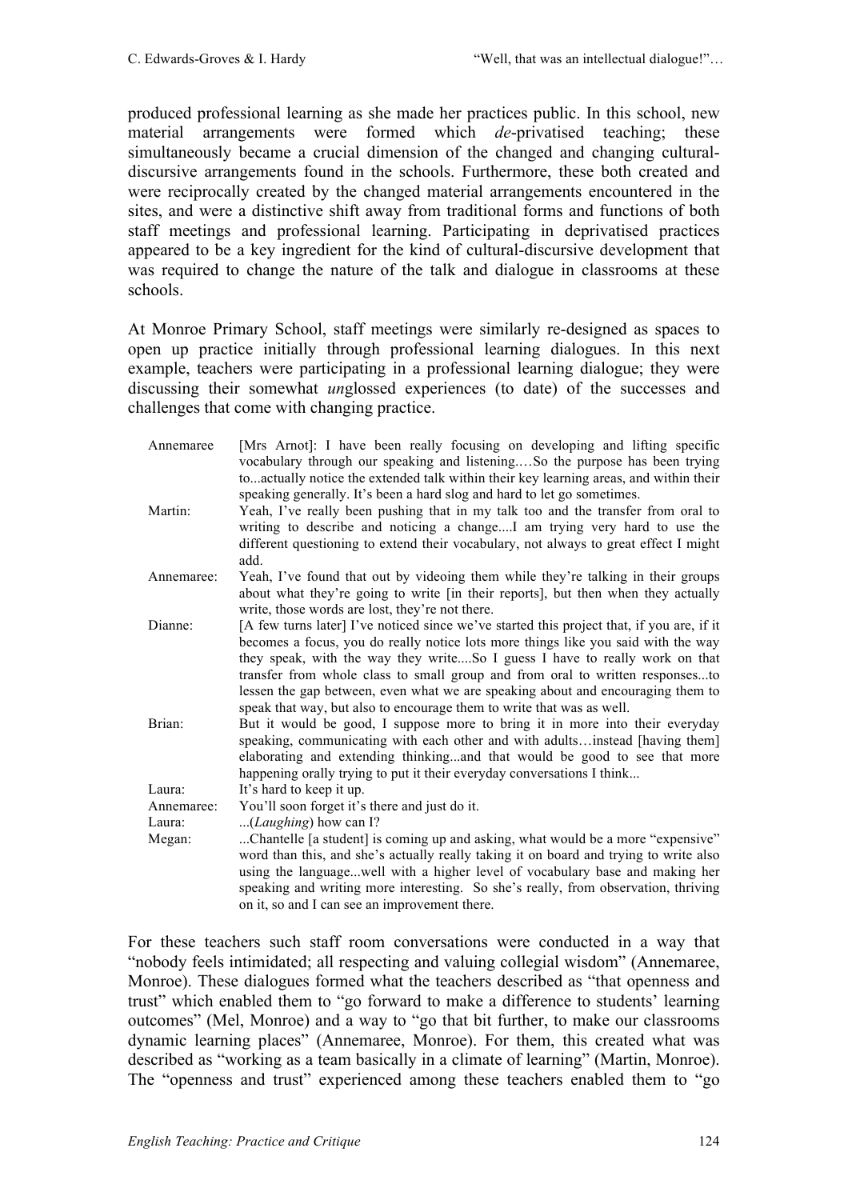produced professional learning as she made her practices public. In this school, new material arrangements were formed which *de*-privatised teaching; these simultaneously became a crucial dimension of the changed and changing cultural-discursive arrangements found in the schools. Furthermore, these both created and were reciprocally created by the changed material arrangements encountered in the sites, and were a distinctive shift away from traditional forms and functions of both staff meetings and professional learning. Participating in deprivatised practices appeared to be a key ingredient for the kind of cultural-discursive development that was required to change the nature of the talk and dialogue in classrooms at these schools.

At Monroe Primary School, staff meetings were similarly re-designed as spaces to open up practice initially through professional learning dialogues. In this next example, teachers were participating in a professional learning dialogue; they were discussing their somewhat *un*glossed experiences (to date) of the successes and challenges that come with changing practice.

| | |
|---|---|
| Annemaree | [Mrs Arnot]: I have been really focusing on developing and lifting specific vocabulary through our speaking and listening.…So the purpose has been trying to...actually notice the extended talk within their key learning areas, and within their speaking generally. It's been a hard slog and hard to let go sometimes. |
| Martin: | Yeah, I've really been pushing that in my talk too and the transfer from oral to writing to describe and noticing a change....I am trying very hard to use the different questioning to extend their vocabulary, not always to great effect I might add. |
| Annemaree: | Yeah, I've found that out by videoing them while they're talking in their groups about what they're going to write [in their reports], but then when they actually write, those words are lost, they're not there. |
| Dianne: | [A few turns later] I've noticed since we've started this project that, if you are, if it becomes a focus, you do really notice lots more things like you said with the way they speak, with the way they write....So I guess I have to really work on that transfer from whole class to small group and from oral to written responses...to lessen the gap between, even what we are speaking about and encouraging them to speak that way, but also to encourage them to write that was as well. |
| Brian: | But it would be good, I suppose more to bring it in more into their everyday speaking, communicating with each other and with adults…instead [having them] elaborating and extending thinking...and that would be good to see that more happening orally trying to put it their everyday conversations I think... |
| Laura: | It's hard to keep it up. |
| Annemaree: | You'll soon forget it's there and just do it. |
| Laura: | ...(*Laughing*) how can I? |
| Megan: | ...Chantelle [a student] is coming up and asking, what would be a more "expensive" word than this, and she's actually really taking it on board and trying to write also using the language...well with a higher level of vocabulary base and making her speaking and writing more interesting. So she's really, from observation, thriving on it, so and I can see an improvement there. |

For these teachers such staff room conversations were conducted in a way that "nobody feels intimidated; all respecting and valuing collegial wisdom" (Annemaree, Monroe). These dialogues formed what the teachers described as "that openness and trust" which enabled them to "go forward to make a difference to students' learning outcomes" (Mel, Monroe) and a way to "go that bit further, to make our classrooms dynamic learning places" (Annemaree, Monroe). For them, this created what was described as "working as a team basically in a climate of learning" (Martin, Monroe). The "openness and trust" experienced among these teachers enabled them to "go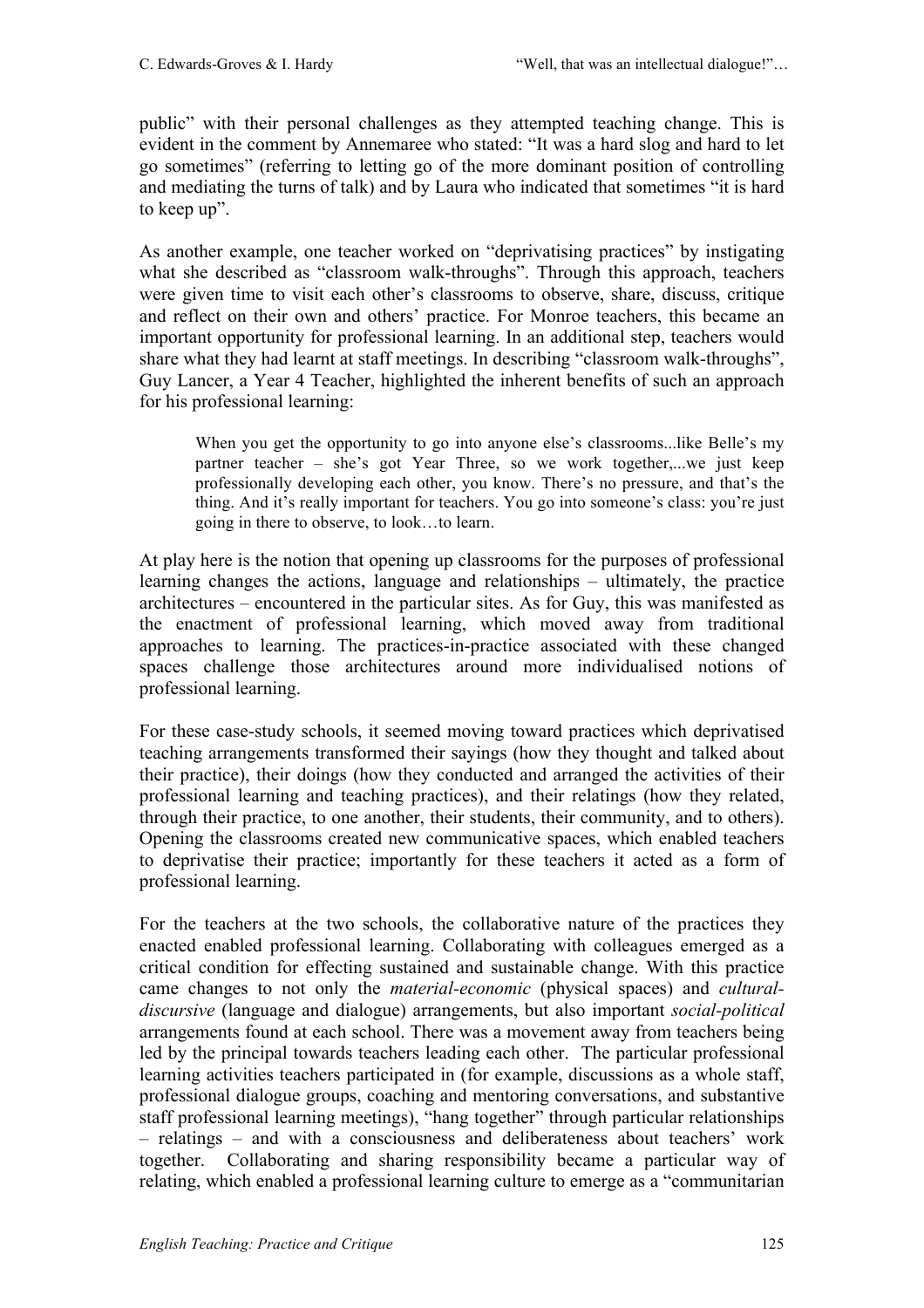public" with their personal challenges as they attempted teaching change. This is evident in the comment by Annemaree who stated: "It was a hard slog and hard to let go sometimes" (referring to letting go of the more dominant position of controlling and mediating the turns of talk) and by Laura who indicated that sometimes "it is hard to keep up".

As another example, one teacher worked on "deprivatising practices" by instigating what she described as "classroom walk-throughs". Through this approach, teachers were given time to visit each other's classrooms to observe, share, discuss, critique and reflect on their own and others' practice. For Monroe teachers, this became an important opportunity for professional learning. In an additional step, teachers would share what they had learnt at staff meetings. In describing "classroom walk-throughs", Guy Lancer, a Year 4 Teacher, highlighted the inherent benefits of such an approach for his professional learning:

> When you get the opportunity to go into anyone else's classrooms...like Belle's my partner teacher – she's got Year Three, so we work together,...we just keep professionally developing each other, you know. There's no pressure, and that's the thing. And it's really important for teachers. You go into someone's class: you're just going in there to observe, to look…to learn.

At play here is the notion that opening up classrooms for the purposes of professional learning changes the actions, language and relationships – ultimately, the practice architectures – encountered in the particular sites. As for Guy, this was manifested as the enactment of professional learning, which moved away from traditional approaches to learning. The practices-in-practice associated with these changed spaces challenge those architectures around more individualised notions of professional learning.

For these case-study schools, it seemed moving toward practices which deprivatised teaching arrangements transformed their sayings (how they thought and talked about their practice), their doings (how they conducted and arranged the activities of their professional learning and teaching practices), and their relatings (how they related, through their practice, to one another, their students, their community, and to others). Opening the classrooms created new communicative spaces, which enabled teachers to deprivatise their practice; importantly for these teachers it acted as a form of professional learning.

For the teachers at the two schools, the collaborative nature of the practices they enacted enabled professional learning. Collaborating with colleagues emerged as a critical condition for effecting sustained and sustainable change. With this practice came changes to not only the *material-economic* (physical spaces) and *cultural-discursive* (language and dialogue) arrangements, but also important *social-political* arrangements found at each school. There was a movement away from teachers being led by the principal towards teachers leading each other. The particular professional learning activities teachers participated in (for example, discussions as a whole staff, professional dialogue groups, coaching and mentoring conversations, and substantive staff professional learning meetings), "hang together" through particular relationships – relatings – and with a consciousness and deliberateness about teachers' work together. Collaborating and sharing responsibility became a particular way of relating, which enabled a professional learning culture to emerge as a "communitarian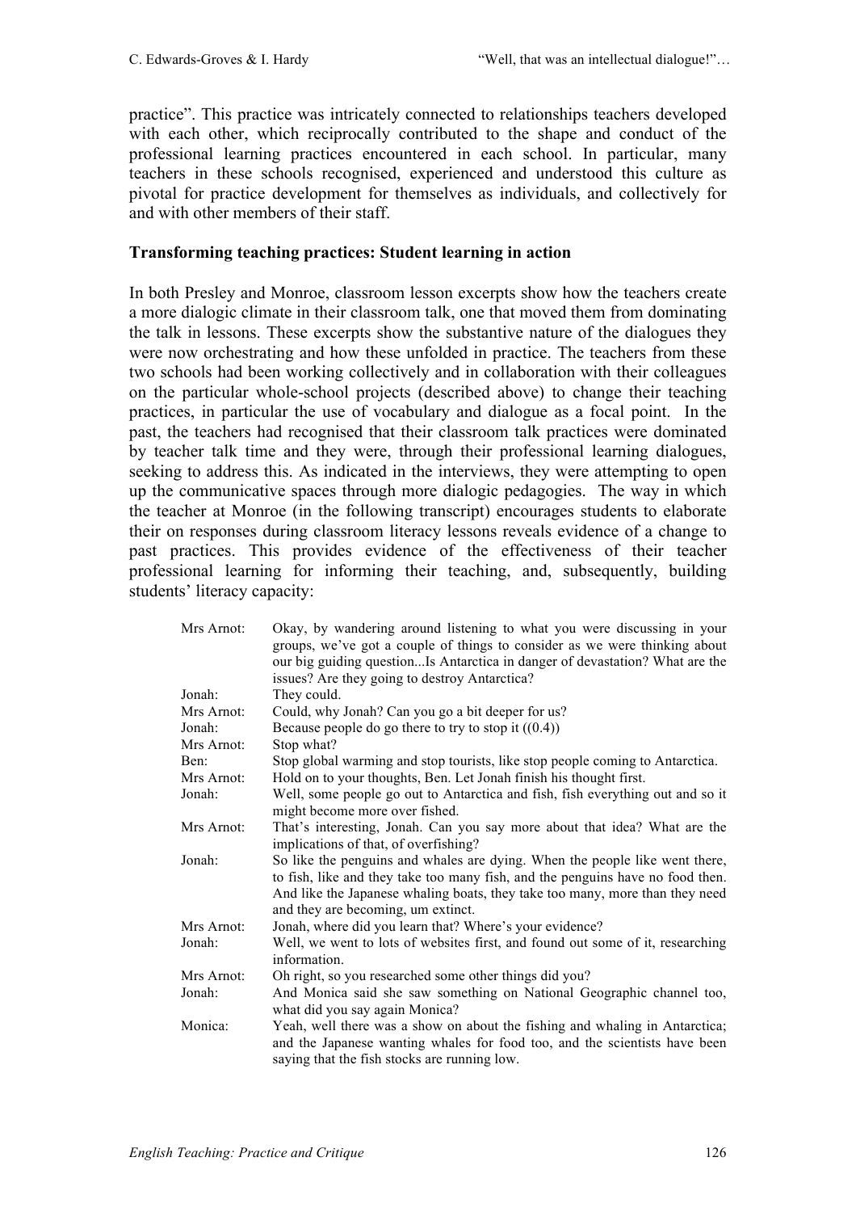practice". This practice was intricately connected to relationships teachers developed with each other, which reciprocally contributed to the shape and conduct of the professional learning practices encountered in each school. In particular, many teachers in these schools recognised, experienced and understood this culture as pivotal for practice development for themselves as individuals, and collectively for and with other members of their staff.

**Transforming teaching practices: Student learning in action**

In both Presley and Monroe, classroom lesson excerpts show how the teachers create a more dialogic climate in their classroom talk, one that moved them from dominating the talk in lessons. These excerpts show the substantive nature of the dialogues they were now orchestrating and how these unfolded in practice. The teachers from these two schools had been working collectively and in collaboration with their colleagues on the particular whole-school projects (described above) to change their teaching practices, in particular the use of vocabulary and dialogue as a focal point. In the past, the teachers had recognised that their classroom talk practices were dominated by teacher talk time and they were, through their professional learning dialogues, seeking to address this. As indicated in the interviews, they were attempting to open up the communicative spaces through more dialogic pedagogies. The way in which the teacher at Monroe (in the following transcript) encourages students to elaborate their on responses during classroom literacy lessons reveals evidence of a change to past practices. This provides evidence of the effectiveness of their teacher professional learning for informing their teaching, and, subsequently, building students' literacy capacity:

| | |
|---|---|
| Mrs Arnot: | Okay, by wandering around listening to what you were discussing in your groups, we've got a couple of things to consider as we were thinking about our big guiding question...Is Antarctica in danger of devastation? What are the issues? Are they going to destroy Antarctica? |
| Jonah: | They could. |
| Mrs Arnot: | Could, why Jonah? Can you go a bit deeper for us? |
| Jonah: | Because people do go there to try to stop it ((0.4)) |
| Mrs Arnot: | Stop what? |
| Ben: | Stop global warming and stop tourists, like stop people coming to Antarctica. |
| Mrs Arnot: | Hold on to your thoughts, Ben. Let Jonah finish his thought first. |
| Jonah: | Well, some people go out to Antarctica and fish, fish everything out and so it might become more over fished. |
| Mrs Arnot: | That's interesting, Jonah. Can you say more about that idea? What are the implications of that, of overfishing? |
| Jonah: | So like the penguins and whales are dying. When the people like went there, to fish, like and they take too many fish, and the penguins have no food then. And like the Japanese whaling boats, they take too many, more than they need and they are becoming, um extinct. |
| Mrs Arnot: | Jonah, where did you learn that? Where's your evidence? |
| Jonah: | Well, we went to lots of websites first, and found out some of it, researching information. |
| Mrs Arnot: | Oh right, so you researched some other things did you? |
| Jonah: | And Monica said she saw something on National Geographic channel too, what did you say again Monica? |
| Monica: | Yeah, well there was a show on about the fishing and whaling in Antarctica; and the Japanese wanting whales for food too, and the scientists have been saying that the fish stocks are running low. |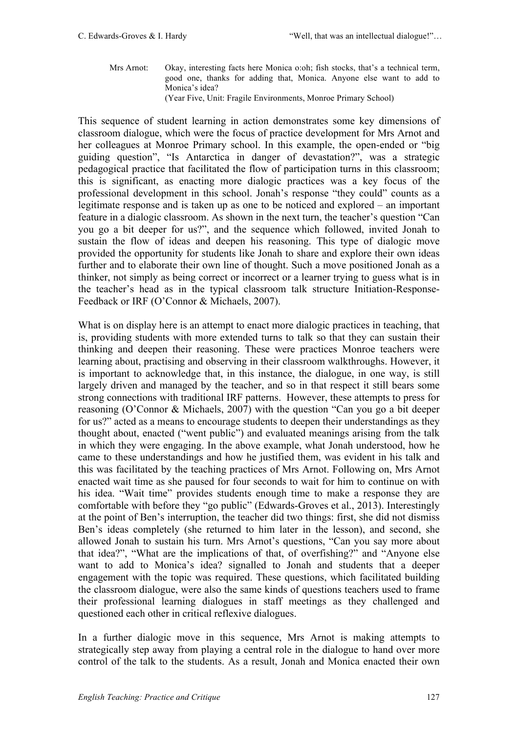Mrs Arnot: Okay, interesting facts here Monica o:oh; fish stocks, that's a technical term, good one, thanks for adding that, Monica. Anyone else want to add to Monica's idea?
(Year Five, Unit: Fragile Environments, Monroe Primary School)

This sequence of student learning in action demonstrates some key dimensions of classroom dialogue, which were the focus of practice development for Mrs Arnot and her colleagues at Monroe Primary school. In this example, the open-ended or "big guiding question", "Is Antarctica in danger of devastation?", was a strategic pedagogical practice that facilitated the flow of participation turns in this classroom; this is significant, as enacting more dialogic practices was a key focus of the professional development in this school. Jonah's response "they could" counts as a legitimate response and is taken up as one to be noticed and explored – an important feature in a dialogic classroom. As shown in the next turn, the teacher's question "Can you go a bit deeper for us?", and the sequence which followed, invited Jonah to sustain the flow of ideas and deepen his reasoning. This type of dialogic move provided the opportunity for students like Jonah to share and explore their own ideas further and to elaborate their own line of thought. Such a move positioned Jonah as a thinker, not simply as being correct or incorrect or a learner trying to guess what is in the teacher's head as in the typical classroom talk structure Initiation-Response-Feedback or IRF (O'Connor & Michaels, 2007).

What is on display here is an attempt to enact more dialogic practices in teaching, that is, providing students with more extended turns to talk so that they can sustain their thinking and deepen their reasoning. These were practices Monroe teachers were learning about, practising and observing in their classroom walkthroughs. However, it is important to acknowledge that, in this instance, the dialogue, in one way, is still largely driven and managed by the teacher, and so in that respect it still bears some strong connections with traditional IRF patterns. However, these attempts to press for reasoning (O'Connor & Michaels, 2007) with the question "Can you go a bit deeper for us?" acted as a means to encourage students to deepen their understandings as they thought about, enacted ("went public") and evaluated meanings arising from the talk in which they were engaging. In the above example, what Jonah understood, how he came to these understandings and how he justified them, was evident in his talk and this was facilitated by the teaching practices of Mrs Arnot. Following on, Mrs Arnot enacted wait time as she paused for four seconds to wait for him to continue on with his idea. "Wait time" provides students enough time to make a response they are comfortable with before they "go public" (Edwards-Groves et al., 2013). Interestingly at the point of Ben's interruption, the teacher did two things: first, she did not dismiss Ben's ideas completely (she returned to him later in the lesson), and second, she allowed Jonah to sustain his turn. Mrs Arnot's questions, "Can you say more about that idea?", "What are the implications of that, of overfishing?" and "Anyone else want to add to Monica's idea? signalled to Jonah and students that a deeper engagement with the topic was required. These questions, which facilitated building the classroom dialogue, were also the same kinds of questions teachers used to frame their professional learning dialogues in staff meetings as they challenged and questioned each other in critical reflexive dialogues.

In a further dialogic move in this sequence, Mrs Arnot is making attempts to strategically step away from playing a central role in the dialogue to hand over more control of the talk to the students. As a result, Jonah and Monica enacted their own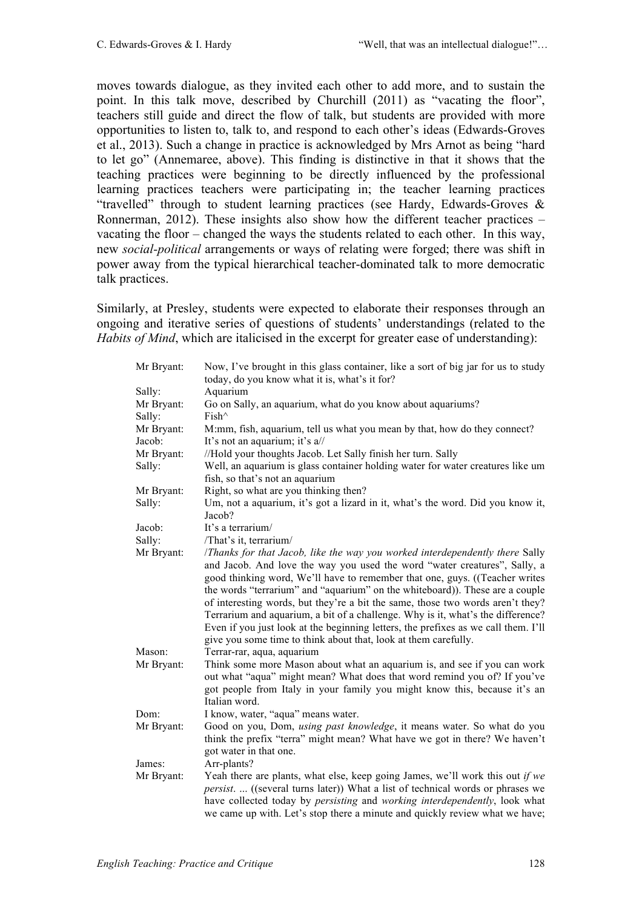moves towards dialogue, as they invited each other to add more, and to sustain the point. In this talk move, described by Churchill (2011) as "vacating the floor", teachers still guide and direct the flow of talk, but students are provided with more opportunities to listen to, talk to, and respond to each other's ideas (Edwards-Groves et al., 2013). Such a change in practice is acknowledged by Mrs Arnot as being "hard to let go" (Annemaree, above). This finding is distinctive in that it shows that the teaching practices were beginning to be directly influenced by the professional learning practices teachers were participating in; the teacher learning practices "travelled" through to student learning practices (see Hardy, Edwards-Groves & Ronnerman, 2012). These insights also show how the different teacher practices – vacating the floor – changed the ways the students related to each other. In this way, new *social-political* arrangements or ways of relating were forged; there was shift in power away from the typical hierarchical teacher-dominated talk to more democratic talk practices.

Similarly, at Presley, students were expected to elaborate their responses through an ongoing and iterative series of questions of students' understandings (related to the *Habits of Mind*, which are italicised in the excerpt for greater ease of understanding):

| | |
|---|---|
| Mr Bryant: | Now, I've brought in this glass container, like a sort of big jar for us to study today, do you know what it is, what's it for? |
| Sally: | Aquarium |
| Mr Bryant: | Go on Sally, an aquarium, what do you know about aquariums? |
| Sally: | Fish^ |
| Mr Bryant: | M:mm, fish, aquarium, tell us what you mean by that, how do they connect? |
| Jacob: | It's not an aquarium; it's a// |
| Mr Bryant: | //Hold your thoughts Jacob. Let Sally finish her turn. Sally |
| Sally: | Well, an aquarium is glass container holding water for water creatures like um fish, so that's not an aquarium |
| Mr Bryant: | Right, so what are you thinking then? |
| Sally: | Um, not a aquarium, it's got a lizard in it, what's the word. Did you know it, Jacob? |
| Jacob: | It's a terrarium/ |
| Sally: | /That's it, terrarium/ |
| Mr Bryant: | /*Thanks for that Jacob, like the way you worked interdependently there* Sally and Jacob. And love the way you used the word "water creatures", Sally, a good thinking word, We'll have to remember that one, guys. ((Teacher writes the words "terrarium" and "aquarium" on the whiteboard)). These are a couple of interesting words, but they're a bit the same, those two words aren't they? Terrarium and aquarium, a bit of a challenge. Why is it, what's the difference? Even if you just look at the beginning letters, the prefixes as we call them. I'll give you some time to think about that, look at them carefully. |
| Mason: | Terrar-rar, aqua, aquarium |
| Mr Bryant: | Think some more Mason about what an aquarium is, and see if you can work out what "aqua" might mean? What does that word remind you of? If you've got people from Italy in your family you might know this, because it's an Italian word. |
| Dom: | I know, water, "aqua" means water. |
| Mr Bryant: | Good on you, Dom, *using past knowledge*, it means water. So what do you think the prefix "terra" might mean? What have we got in there? We haven't got water in that one. |
| James: | Arr-plants? |
| Mr Bryant: | Yeah there are plants, what else, keep going James, we'll work this out *if we persist*. ... ((several turns later)) What a list of technical words or phrases we have collected today by *persisting* and *working interdependently*, look what we came up with. Let's stop there a minute and quickly review what we have; |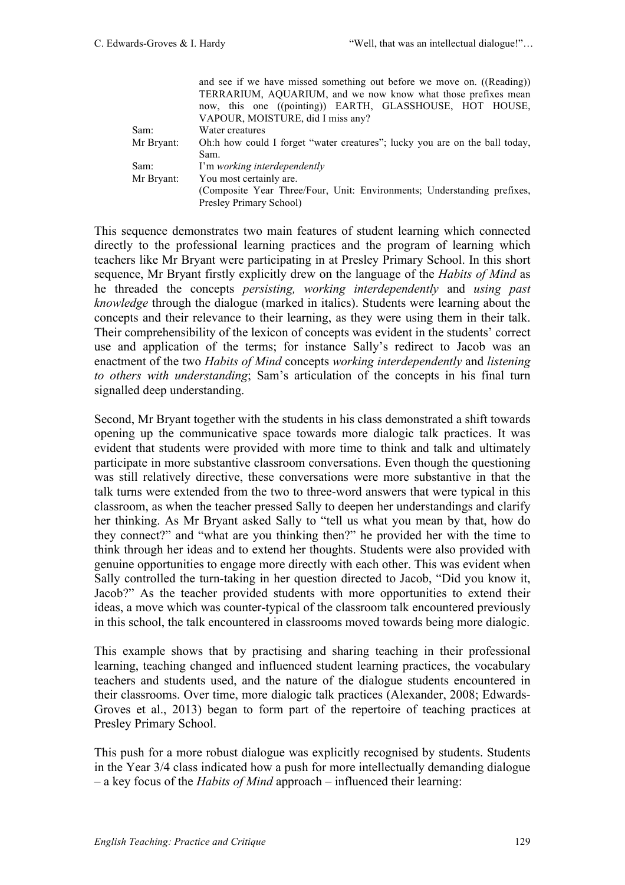| | |
|---|---|
| | and see if we have missed something out before we move on. ((Reading)) TERRARIUM, AQUARIUM, and we now know what those prefixes mean now, this one ((pointing)) EARTH, GLASSHOUSE, HOT HOUSE, VAPOUR, MOISTURE, did I miss any? |
| Sam: | Water creatures |
| Mr Bryant: | Oh:h how could I forget "water creatures"; lucky you are on the ball today, Sam. |
| Sam: | I'm *working interdependently* |
| Mr Bryant: | You most certainly are. |
| | (Composite Year Three/Four, Unit: Environments; Understanding prefixes, Presley Primary School) |

This sequence demonstrates two main features of student learning which connected directly to the professional learning practices and the program of learning which teachers like Mr Bryant were participating in at Presley Primary School. In this short sequence, Mr Bryant firstly explicitly drew on the language of the *Habits of Mind* as he threaded the concepts *persisting, working interdependently* and *using past knowledge* through the dialogue (marked in italics). Students were learning about the concepts and their relevance to their learning, as they were using them in their talk. Their comprehensibility of the lexicon of concepts was evident in the students' correct use and application of the terms; for instance Sally's redirect to Jacob was an enactment of the two *Habits of Mind* concepts *working interdependently* and *listening to others with understanding*; Sam's articulation of the concepts in his final turn signalled deep understanding.

Second, Mr Bryant together with the students in his class demonstrated a shift towards opening up the communicative space towards more dialogic talk practices. It was evident that students were provided with more time to think and talk and ultimately participate in more substantive classroom conversations. Even though the questioning was still relatively directive, these conversations were more substantive in that the talk turns were extended from the two to three-word answers that were typical in this classroom, as when the teacher pressed Sally to deepen her understandings and clarify her thinking. As Mr Bryant asked Sally to "tell us what you mean by that, how do they connect?" and "what are you thinking then?" he provided her with the time to think through her ideas and to extend her thoughts. Students were also provided with genuine opportunities to engage more directly with each other. This was evident when Sally controlled the turn-taking in her question directed to Jacob, "Did you know it, Jacob?" As the teacher provided students with more opportunities to extend their ideas, a move which was counter-typical of the classroom talk encountered previously in this school, the talk encountered in classrooms moved towards being more dialogic.

This example shows that by practising and sharing teaching in their professional learning, teaching changed and influenced student learning practices, the vocabulary teachers and students used, and the nature of the dialogue students encountered in their classrooms. Over time, more dialogic talk practices (Alexander, 2008; Edwards-Groves et al., 2013) began to form part of the repertoire of teaching practices at Presley Primary School.

This push for a more robust dialogue was explicitly recognised by students. Students in the Year 3/4 class indicated how a push for more intellectually demanding dialogue – a key focus of the *Habits of Mind* approach – influenced their learning: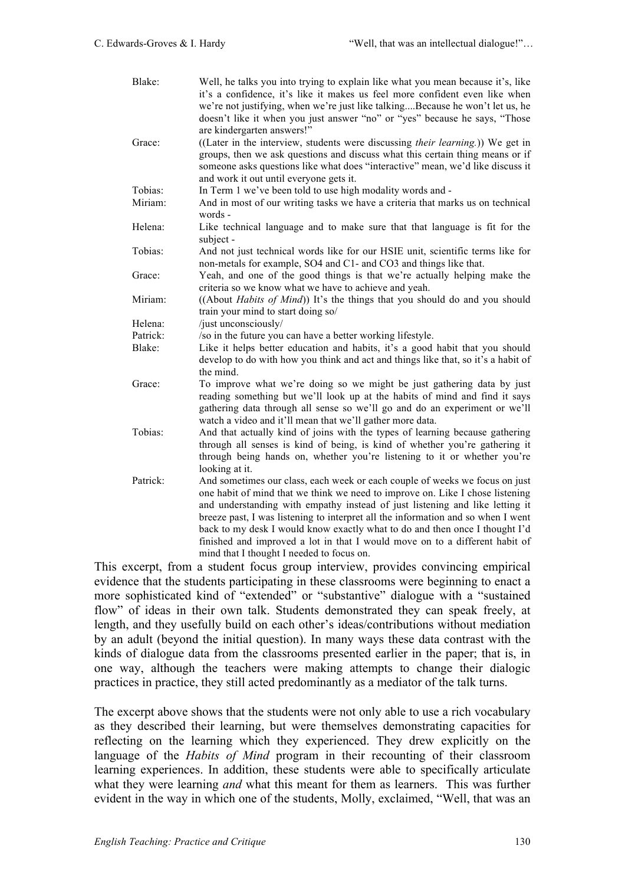| | |
|---|---|
| Blake: | Well, he talks you into trying to explain like what you mean because it's, like it's a confidence, it's like it makes us feel more confident even like when we're not justifying, when we're just like talking....Because he won't let us, he doesn't like it when you just answer "no" or "yes" because he says, "Those are kindergarten answers!" |
| Grace: | ((Later in the interview, students were discussing *their learning.*)) We get in groups, then we ask questions and discuss what this certain thing means or if someone asks questions like what does "interactive" mean, we'd like discuss it and work it out until everyone gets it. |
| Tobias: | In Term 1 we've been told to use high modality words and - |
| Miriam: | And in most of our writing tasks we have a criteria that marks us on technical words - |
| Helena: | Like technical language and to make sure that that language is fit for the subject - |
| Tobias: | And not just technical words like for our HSIE unit, scientific terms like for non-metals for example, SO4 and C1- and CO3 and things like that. |
| Grace: | Yeah, and one of the good things is that we're actually helping make the criteria so we know what we have to achieve and yeah. |
| Miriam: | ((About *Habits of Mind*)) It's the things that you should do and you should train your mind to start doing so/ |
| Helena: | /just unconsciously/ |
| Patrick: | /so in the future you can have a better working lifestyle. |
| Blake: | Like it helps better education and habits, it's a good habit that you should develop to do with how you think and act and things like that, so it's a habit of the mind. |
| Grace: | To improve what we're doing so we might be just gathering data by just reading something but we'll look up at the habits of mind and find it says gathering data through all sense so we'll go and do an experiment or we'll watch a video and it'll mean that we'll gather more data. |
| Tobias: | And that actually kind of joins with the types of learning because gathering through all senses is kind of being, is kind of whether you're gathering it through being hands on, whether you're listening to it or whether you're looking at it. |
| Patrick: | And sometimes our class, each week or each couple of weeks we focus on just one habit of mind that we think we need to improve on. Like I chose listening and understanding with empathy instead of just listening and like letting it breeze past, I was listening to interpret all the information and so when I went back to my desk I would know exactly what to do and then once I thought I'd finished and improved a lot in that I would move on to a different habit of mind that I thought I needed to focus on. |

This excerpt, from a student focus group interview, provides convincing empirical evidence that the students participating in these classrooms were beginning to enact a more sophisticated kind of "extended" or "substantive" dialogue with a "sustained flow" of ideas in their own talk. Students demonstrated they can speak freely, at length, and they usefully build on each other's ideas/contributions without mediation by an adult (beyond the initial question). In many ways these data contrast with the kinds of dialogue data from the classrooms presented earlier in the paper; that is, in one way, although the teachers were making attempts to change their dialogic practices in practice, they still acted predominantly as a mediator of the talk turns.

The excerpt above shows that the students were not only able to use a rich vocabulary as they described their learning, but were themselves demonstrating capacities for reflecting on the learning which they experienced. They drew explicitly on the language of the *Habits of Mind* program in their recounting of their classroom learning experiences. In addition, these students were able to specifically articulate what they were learning *and* what this meant for them as learners. This was further evident in the way in which one of the students, Molly, exclaimed, "Well, that was an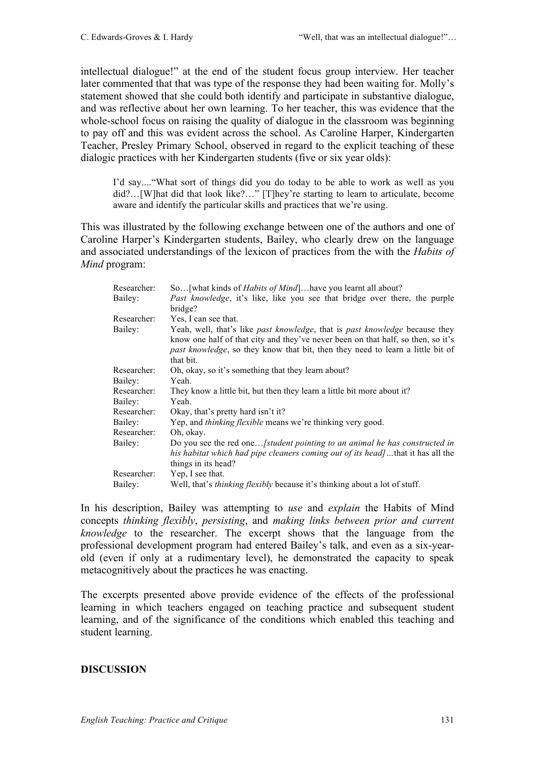intellectual dialogue!" at the end of the student focus group interview. Her teacher later commented that that was type of the response they had been waiting for. Molly's statement showed that she could both identify and participate in substantive dialogue, and was reflective about her own learning. To her teacher, this was evidence that the whole-school focus on raising the quality of dialogue in the classroom was beginning to pay off and this was evident across the school. As Caroline Harper, Kindergarten Teacher, Presley Primary School, observed in regard to the explicit teaching of these dialogic practices with her Kindergarten students (five or six year olds):

> I'd say...."What sort of things did you do today to be able to work as well as you did?…[W]hat did that look like?…" [T]hey're starting to learn to articulate, become aware and identify the particular skills and practices that we're using.

This was illustrated by the following exchange between one of the authors and one of Caroline Harper's Kindergarten students, Bailey, who clearly drew on the language and associated understandings of the lexicon of practices from the with the *Habits of Mind* program:

| | |
|---|---|
| Researcher: | So…[what kinds of *Habits of Mind*]…have you learnt all about? |
| Bailey: | *Past knowledge*, it's like, like you see that bridge over there, the purple bridge? |
| Researcher: | Yes, I can see that. |
| Bailey: | Yeah, well, that's like *past knowledge*, that is *past knowledge* because they know one half of that city and they've never been on that half, so then, so it's *past knowledge*, so they know that bit, then they need to learn a little bit of that bit. |
| Researcher: | Oh, okay, so it's something that they learn about? |
| Bailey: | Yeah. |
| Researcher: | They know a little bit, but then they learn a little bit more about it? |
| Bailey: | Yeah. |
| Researcher: | Okay, that's pretty hard isn't it? |
| Bailey: | Yep, and *thinking flexible* means we're thinking very good. |
| Researcher: | Oh, okay. |
| Bailey: | Do you see the red one…*[student pointing to an animal he has constructed in his habitat which had pipe cleaners coming out of its head]*...that it has all the things in its head? |
| Researcher: | Yep, I see that. |
| Bailey: | Well, that's *thinking flexibly* because it's thinking about a lot of stuff. |

In his description, Bailey was attempting to *use* and *explain* the Habits of Mind concepts *thinking flexibly*, *persisting*, and *making links between prior and current knowledge* to the researcher. The excerpt shows that the language from the professional development program had entered Bailey's talk, and even as a six-year-old (even if only at a rudimentary level), he demonstrated the capacity to speak metacognitively about the practices he was enacting.

The excerpts presented above provide evidence of the effects of the professional learning in which teachers engaged on teaching practice and subsequent student learning, and of the significance of the conditions which enabled this teaching and student learning.

## DISCUSSION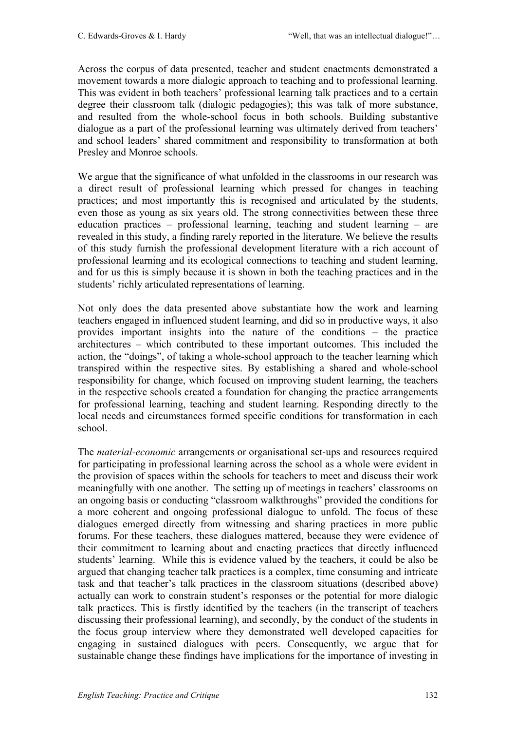Across the corpus of data presented, teacher and student enactments demonstrated a movement towards a more dialogic approach to teaching and to professional learning. This was evident in both teachers' professional learning talk practices and to a certain degree their classroom talk (dialogic pedagogies); this was talk of more substance, and resulted from the whole-school focus in both schools. Building substantive dialogue as a part of the professional learning was ultimately derived from teachers' and school leaders' shared commitment and responsibility to transformation at both Presley and Monroe schools.

We argue that the significance of what unfolded in the classrooms in our research was a direct result of professional learning which pressed for changes in teaching practices; and most importantly this is recognised and articulated by the students, even those as young as six years old. The strong connectivities between these three education practices – professional learning, teaching and student learning – are revealed in this study, a finding rarely reported in the literature. We believe the results of this study furnish the professional development literature with a rich account of professional learning and its ecological connections to teaching and student learning, and for us this is simply because it is shown in both the teaching practices and in the students' richly articulated representations of learning.

Not only does the data presented above substantiate how the work and learning teachers engaged in influenced student learning, and did so in productive ways, it also provides important insights into the nature of the conditions – the practice architectures – which contributed to these important outcomes. This included the action, the "doings", of taking a whole-school approach to the teacher learning which transpired within the respective sites. By establishing a shared and whole-school responsibility for change, which focused on improving student learning, the teachers in the respective schools created a foundation for changing the practice arrangements for professional learning, teaching and student learning. Responding directly to the local needs and circumstances formed specific conditions for transformation in each school.

The *material-economic* arrangements or organisational set-ups and resources required for participating in professional learning across the school as a whole were evident in the provision of spaces within the schools for teachers to meet and discuss their work meaningfully with one another. The setting up of meetings in teachers' classrooms on an ongoing basis or conducting "classroom walkthroughs" provided the conditions for a more coherent and ongoing professional dialogue to unfold. The focus of these dialogues emerged directly from witnessing and sharing practices in more public forums. For these teachers, these dialogues mattered, because they were evidence of their commitment to learning about and enacting practices that directly influenced students' learning. While this is evidence valued by the teachers, it could be also be argued that changing teacher talk practices is a complex, time consuming and intricate task and that teacher's talk practices in the classroom situations (described above) actually can work to constrain student's responses or the potential for more dialogic talk practices. This is firstly identified by the teachers (in the transcript of teachers discussing their professional learning), and secondly, by the conduct of the students in the focus group interview where they demonstrated well developed capacities for engaging in sustained dialogues with peers. Consequently, we argue that for sustainable change these findings have implications for the importance of investing in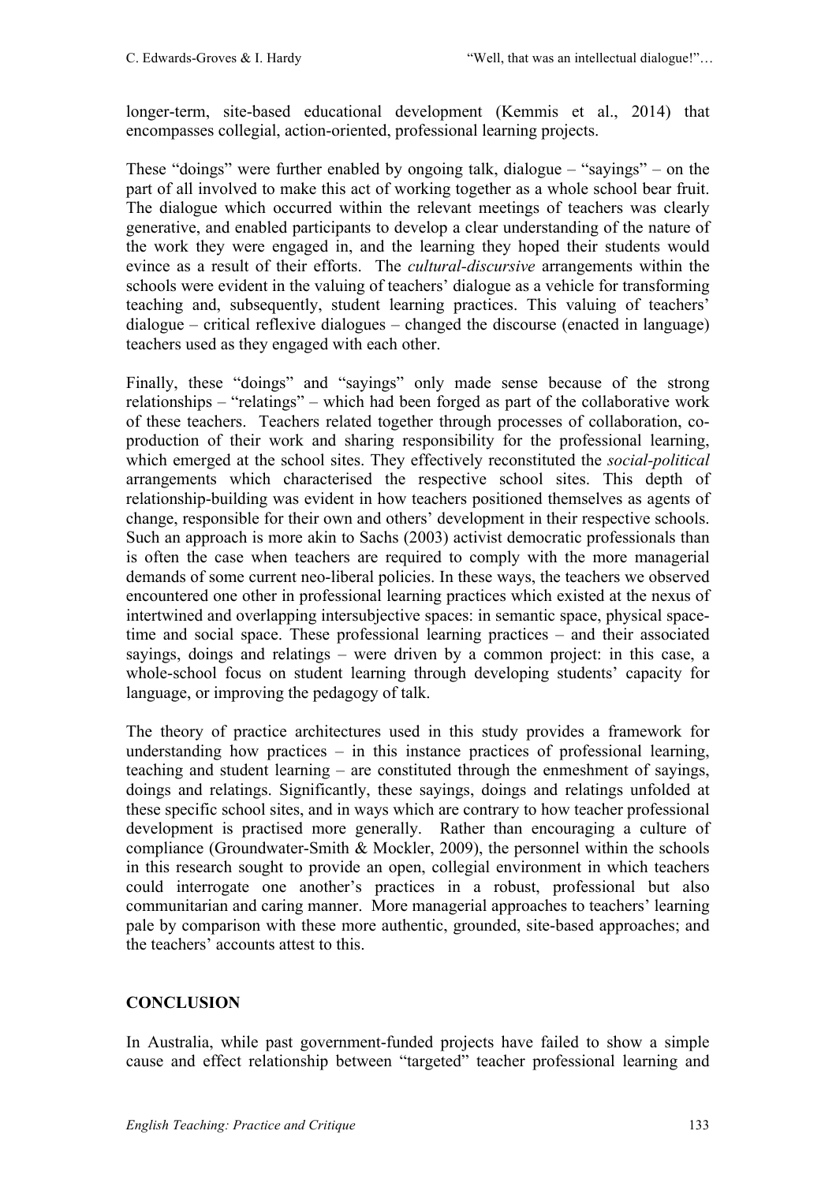longer-term, site-based educational development (Kemmis et al., 2014) that encompasses collegial, action-oriented, professional learning projects.

These "doings" were further enabled by ongoing talk, dialogue – "sayings" – on the part of all involved to make this act of working together as a whole school bear fruit. The dialogue which occurred within the relevant meetings of teachers was clearly generative, and enabled participants to develop a clear understanding of the nature of the work they were engaged in, and the learning they hoped their students would evince as a result of their efforts. The *cultural-discursive* arrangements within the schools were evident in the valuing of teachers' dialogue as a vehicle for transforming teaching and, subsequently, student learning practices. This valuing of teachers' dialogue – critical reflexive dialogues – changed the discourse (enacted in language) teachers used as they engaged with each other.

Finally, these "doings" and "sayings" only made sense because of the strong relationships – "relatings" – which had been forged as part of the collaborative work of these teachers. Teachers related together through processes of collaboration, co-production of their work and sharing responsibility for the professional learning, which emerged at the school sites. They effectively reconstituted the *social-political* arrangements which characterised the respective school sites. This depth of relationship-building was evident in how teachers positioned themselves as agents of change, responsible for their own and others' development in their respective schools. Such an approach is more akin to Sachs (2003) activist democratic professionals than is often the case when teachers are required to comply with the more managerial demands of some current neo-liberal policies. In these ways, the teachers we observed encountered one other in professional learning practices which existed at the nexus of intertwined and overlapping intersubjective spaces: in semantic space, physical space-time and social space. These professional learning practices – and their associated sayings, doings and relatings – were driven by a common project: in this case, a whole-school focus on student learning through developing students' capacity for language, or improving the pedagogy of talk.

The theory of practice architectures used in this study provides a framework for understanding how practices – in this instance practices of professional learning, teaching and student learning – are constituted through the enmeshment of sayings, doings and relatings. Significantly, these sayings, doings and relatings unfolded at these specific school sites, and in ways which are contrary to how teacher professional development is practised more generally. Rather than encouraging a culture of compliance (Groundwater-Smith & Mockler, 2009), the personnel within the schools in this research sought to provide an open, collegial environment in which teachers could interrogate one another's practices in a robust, professional but also communitarian and caring manner. More managerial approaches to teachers' learning pale by comparison with these more authentic, grounded, site-based approaches; and the teachers' accounts attest to this.

## CONCLUSION

In Australia, while past government-funded projects have failed to show a simple cause and effect relationship between "targeted" teacher professional learning and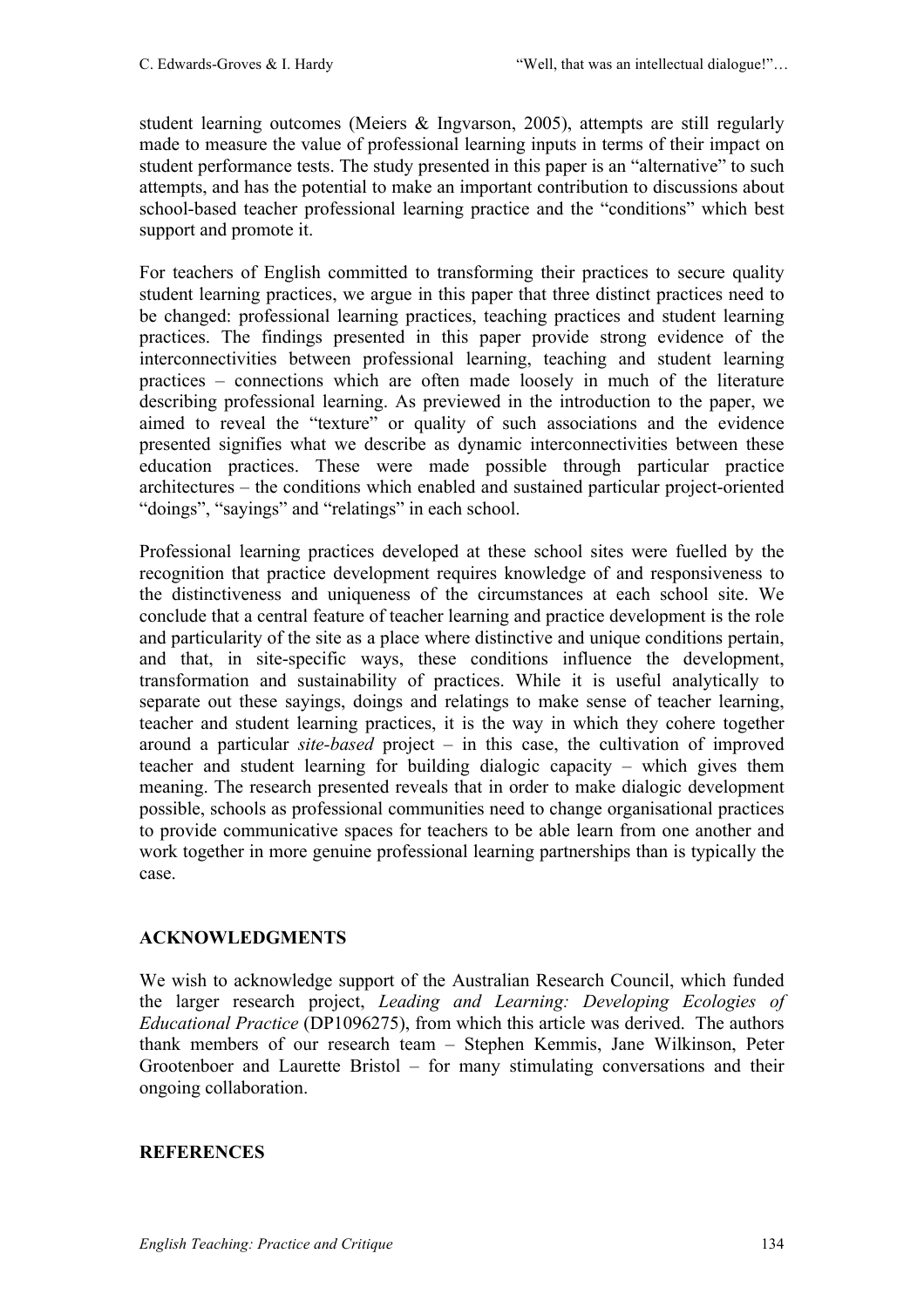student learning outcomes (Meiers & Ingvarson, 2005), attempts are still regularly made to measure the value of professional learning inputs in terms of their impact on student performance tests. The study presented in this paper is an "alternative" to such attempts, and has the potential to make an important contribution to discussions about school-based teacher professional learning practice and the "conditions" which best support and promote it.

For teachers of English committed to transforming their practices to secure quality student learning practices, we argue in this paper that three distinct practices need to be changed: professional learning practices, teaching practices and student learning practices. The findings presented in this paper provide strong evidence of the interconnectivities between professional learning, teaching and student learning practices – connections which are often made loosely in much of the literature describing professional learning. As previewed in the introduction to the paper, we aimed to reveal the "texture" or quality of such associations and the evidence presented signifies what we describe as dynamic interconnectivities between these education practices. These were made possible through particular practice architectures – the conditions which enabled and sustained particular project-oriented "doings", "sayings" and "relatings" in each school.

Professional learning practices developed at these school sites were fuelled by the recognition that practice development requires knowledge of and responsiveness to the distinctiveness and uniqueness of the circumstances at each school site. We conclude that a central feature of teacher learning and practice development is the role and particularity of the site as a place where distinctive and unique conditions pertain, and that, in site-specific ways, these conditions influence the development, transformation and sustainability of practices. While it is useful analytically to separate out these sayings, doings and relatings to make sense of teacher learning, teacher and student learning practices, it is the way in which they cohere together around a particular *site-based* project – in this case, the cultivation of improved teacher and student learning for building dialogic capacity – which gives them meaning. The research presented reveals that in order to make dialogic development possible, schools as professional communities need to change organisational practices to provide communicative spaces for teachers to be able learn from one another and work together in more genuine professional learning partnerships than is typically the case.

## ACKNOWLEDGMENTS

We wish to acknowledge support of the Australian Research Council, which funded the larger research project, *Leading and Learning: Developing Ecologies of Educational Practice* (DP1096275), from which this article was derived. The authors thank members of our research team – Stephen Kemmis, Jane Wilkinson, Peter Grootenboer and Laurette Bristol – for many stimulating conversations and their ongoing collaboration.

## REFERENCES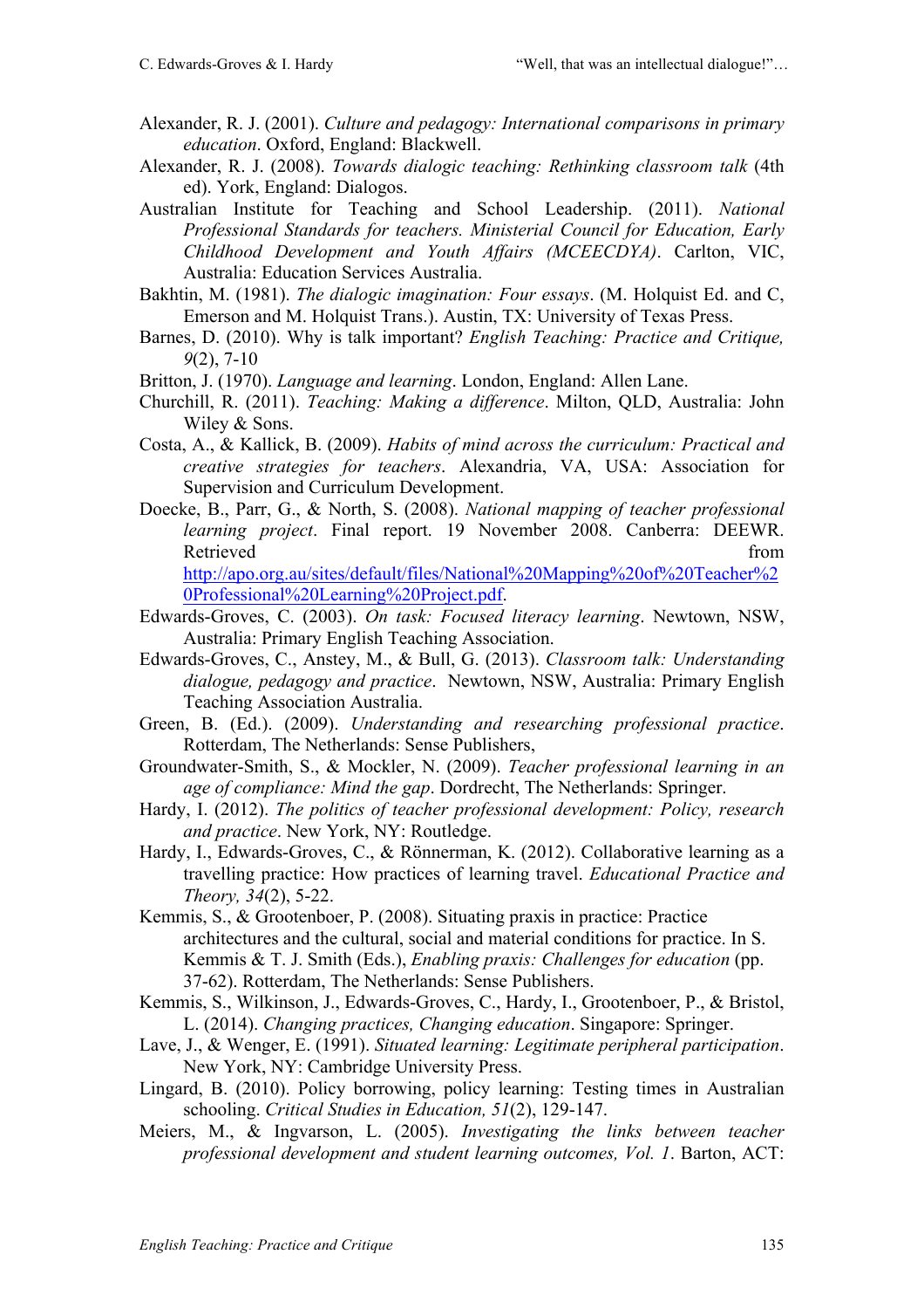Alexander, R. J. (2001). *Culture and pedagogy: International comparisons in primary education*. Oxford, England: Blackwell.

Alexander, R. J. (2008). *Towards dialogic teaching: Rethinking classroom talk* (4th ed). York, England: Dialogos.

Australian Institute for Teaching and School Leadership. (2011). *National Professional Standards for teachers. Ministerial Council for Education, Early Childhood Development and Youth Affairs (MCEECDYA)*. Carlton, VIC, Australia: Education Services Australia.

Bakhtin, M. (1981). *The dialogic imagination: Four essays*. (M. Holquist Ed. and C, Emerson and M. Holquist Trans.). Austin, TX: University of Texas Press.

Barnes, D. (2010). Why is talk important? *English Teaching: Practice and Critique, 9*(2), 7-10

Britton, J. (1970). *Language and learning*. London, England: Allen Lane.

Churchill, R. (2011). *Teaching: Making a difference*. Milton, QLD, Australia: John Wiley & Sons.

Costa, A., & Kallick, B. (2009). *Habits of mind across the curriculum: Practical and creative strategies for teachers*. Alexandria, VA, USA: Association for Supervision and Curriculum Development.

Doecke, B., Parr, G., & North, S. (2008). *National mapping of teacher professional learning project*. Final report. 19 November 2008. Canberra: DEEWR. Retrieved from http://apo.org.au/sites/default/files/National%20Mapping%20of%20Teacher%20Professional%20Learning%20Project.pdf.

Edwards-Groves, C. (2003). *On task: Focused literacy learning*. Newtown, NSW, Australia: Primary English Teaching Association.

Edwards-Groves, C., Anstey, M., & Bull, G. (2013). *Classroom talk: Understanding dialogue, pedagogy and practice*. Newtown, NSW, Australia: Primary English Teaching Association Australia.

Green, B. (Ed.). (2009). *Understanding and researching professional practice*. Rotterdam, The Netherlands: Sense Publishers,

Groundwater-Smith, S., & Mockler, N. (2009). *Teacher professional learning in an age of compliance: Mind the gap*. Dordrecht, The Netherlands: Springer.

Hardy, I. (2012). *The politics of teacher professional development: Policy, research and practice*. New York, NY: Routledge.

Hardy, I., Edwards-Groves, C., & Rönnerman, K. (2012). Collaborative learning as a travelling practice: How practices of learning travel. *Educational Practice and Theory, 34*(2), 5-22.

Kemmis, S., & Grootenboer, P. (2008). Situating praxis in practice: Practice architectures and the cultural, social and material conditions for practice. In S. Kemmis & T. J. Smith (Eds.), *Enabling praxis: Challenges for education* (pp. 37-62). Rotterdam, The Netherlands: Sense Publishers.

Kemmis, S., Wilkinson, J., Edwards-Groves, C., Hardy, I., Grootenboer, P., & Bristol, L. (2014). *Changing practices, Changing education*. Singapore: Springer.

Lave, J., & Wenger, E. (1991). *Situated learning: Legitimate peripheral participation*. New York, NY: Cambridge University Press.

Lingard, B. (2010). Policy borrowing, policy learning: Testing times in Australian schooling. *Critical Studies in Education, 51*(2), 129-147.

Meiers, M., & Ingvarson, L. (2005). *Investigating the links between teacher professional development and student learning outcomes, Vol. 1*. Barton, ACT: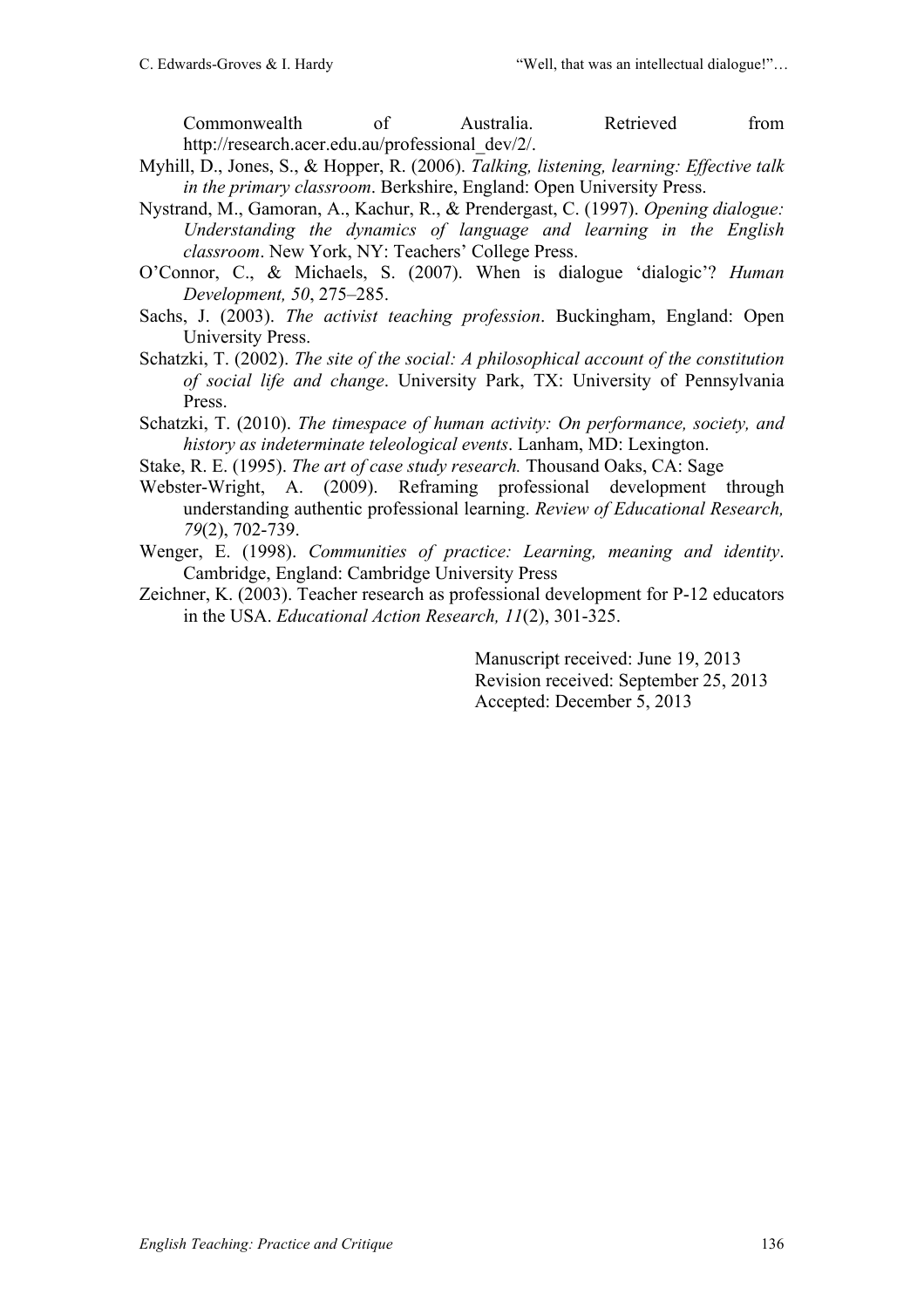Commonwealth of Australia. Retrieved from http://research.acer.edu.au/professional_dev/2/.

Myhill, D., Jones, S., & Hopper, R. (2006). *Talking, listening, learning: Effective talk in the primary classroom*. Berkshire, England: Open University Press.

Nystrand, M., Gamoran, A., Kachur, R., & Prendergast, C. (1997). *Opening dialogue: Understanding the dynamics of language and learning in the English classroom*. New York, NY: Teachers' College Press.

O'Connor, C., & Michaels, S. (2007). When is dialogue 'dialogic'? *Human Development, 50*, 275–285.

Sachs, J. (2003). *The activist teaching profession*. Buckingham, England: Open University Press.

Schatzki, T. (2002). *The site of the social: A philosophical account of the constitution of social life and change*. University Park, TX: University of Pennsylvania Press.

Schatzki, T. (2010). *The timespace of human activity: On performance, society, and history as indeterminate teleological events*. Lanham, MD: Lexington.

Stake, R. E. (1995). *The art of case study research.* Thousand Oaks, CA: Sage

Webster-Wright, A. (2009). Reframing professional development through understanding authentic professional learning. *Review of Educational Research, 79*(2), 702-739.

Wenger, E. (1998). *Communities of practice: Learning, meaning and identity*. Cambridge, England: Cambridge University Press

Zeichner, K. (2003). Teacher research as professional development for P-12 educators in the USA. *Educational Action Research, 11*(2), 301-325.

Manuscript received: June 19, 2013
Revision received: September 25, 2013
Accepted: December 5, 2013